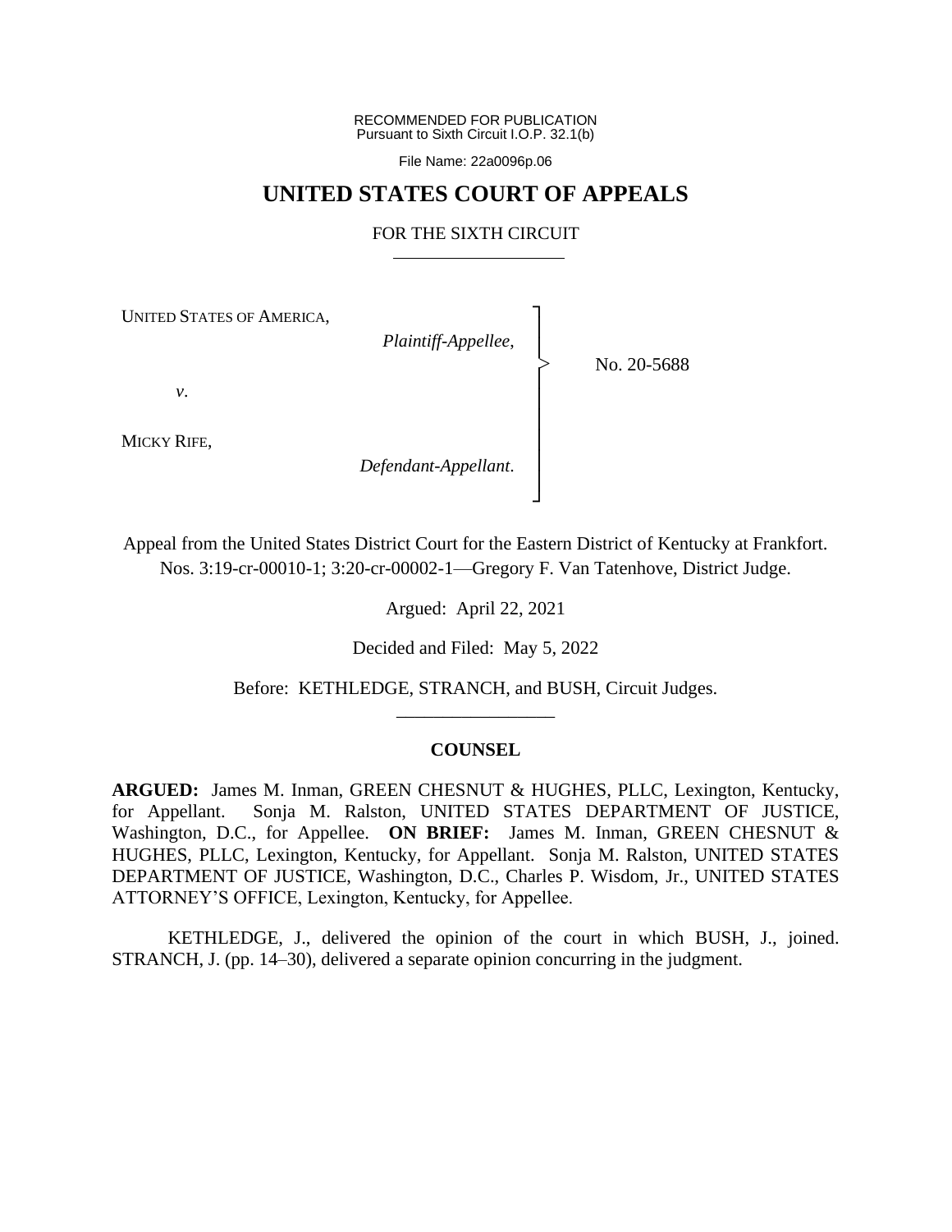RECOMMENDED FOR PUBLICATION
Pursuant to Sixth Circuit I.O.P. 32.1(b)

File Name: 22a0096p.06

# UNITED STATES COURT OF APPEALS

## FOR THE SIXTH CIRCUIT

UNITED STATES OF AMERICA,
*Plaintiff-Appellee*,

*v*.

MICKY RIFE,
*Defendant-Appellant*.

No. 20-5688

Appeal from the United States District Court for the Eastern District of Kentucky at Frankfort.
Nos. 3:19-cr-00010-1; 3:20-cr-00002-1—Gregory F. Van Tatenhove, District Judge.

Argued: April 22, 2021

Decided and Filed: May 5, 2022

Before: KETHLEDGE, STRANCH, and BUSH, Circuit Judges.

---

### COUNSEL

**ARGUED:** James M. Inman, GREEN CHESNUT & HUGHES, PLLC, Lexington, Kentucky, for Appellant. Sonja M. Ralston, UNITED STATES DEPARTMENT OF JUSTICE, Washington, D.C., for Appellee. **ON BRIEF:** James M. Inman, GREEN CHESNUT & HUGHES, PLLC, Lexington, Kentucky, for Appellant. Sonja M. Ralston, UNITED STATES DEPARTMENT OF JUSTICE, Washington, D.C., Charles P. Wisdom, Jr., UNITED STATES ATTORNEY'S OFFICE, Lexington, Kentucky, for Appellee.

KETHLEDGE, J., delivered the opinion of the court in which BUSH, J., joined. STRANCH, J. (pp. 14–30), delivered a separate opinion concurring in the judgment.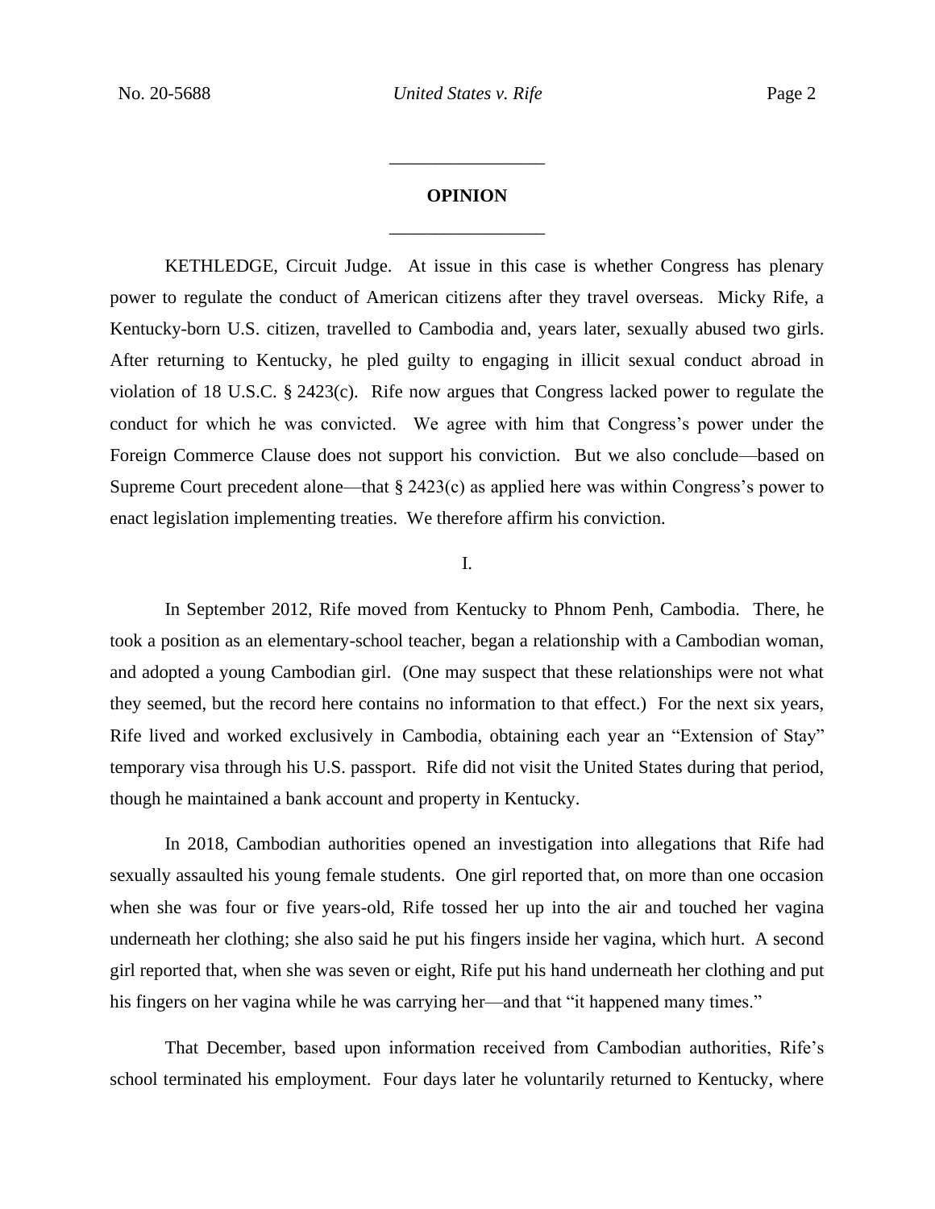# OPINION

KETHLEDGE, Circuit Judge. At issue in this case is whether Congress has plenary power to regulate the conduct of American citizens after they travel overseas. Micky Rife, a Kentucky-born U.S. citizen, travelled to Cambodia and, years later, sexually abused two girls. After returning to Kentucky, he pled guilty to engaging in illicit sexual conduct abroad in violation of 18 U.S.C. § 2423(c). Rife now argues that Congress lacked power to regulate the conduct for which he was convicted. We agree with him that Congress's power under the Foreign Commerce Clause does not support his conviction. But we also conclude—based on Supreme Court precedent alone—that § 2423(c) as applied here was within Congress's power to enact legislation implementing treaties. We therefore affirm his conviction.

## I.

In September 2012, Rife moved from Kentucky to Phnom Penh, Cambodia. There, he took a position as an elementary-school teacher, began a relationship with a Cambodian woman, and adopted a young Cambodian girl. (One may suspect that these relationships were not what they seemed, but the record here contains no information to that effect.) For the next six years, Rife lived and worked exclusively in Cambodia, obtaining each year an "Extension of Stay" temporary visa through his U.S. passport. Rife did not visit the United States during that period, though he maintained a bank account and property in Kentucky.

In 2018, Cambodian authorities opened an investigation into allegations that Rife had sexually assaulted his young female students. One girl reported that, on more than one occasion when she was four or five years-old, Rife tossed her up into the air and touched her vagina underneath her clothing; she also said he put his fingers inside her vagina, which hurt. A second girl reported that, when she was seven or eight, Rife put his hand underneath her clothing and put his fingers on her vagina while he was carrying her—and that "it happened many times."

That December, based upon information received from Cambodian authorities, Rife's school terminated his employment. Four days later he voluntarily returned to Kentucky, where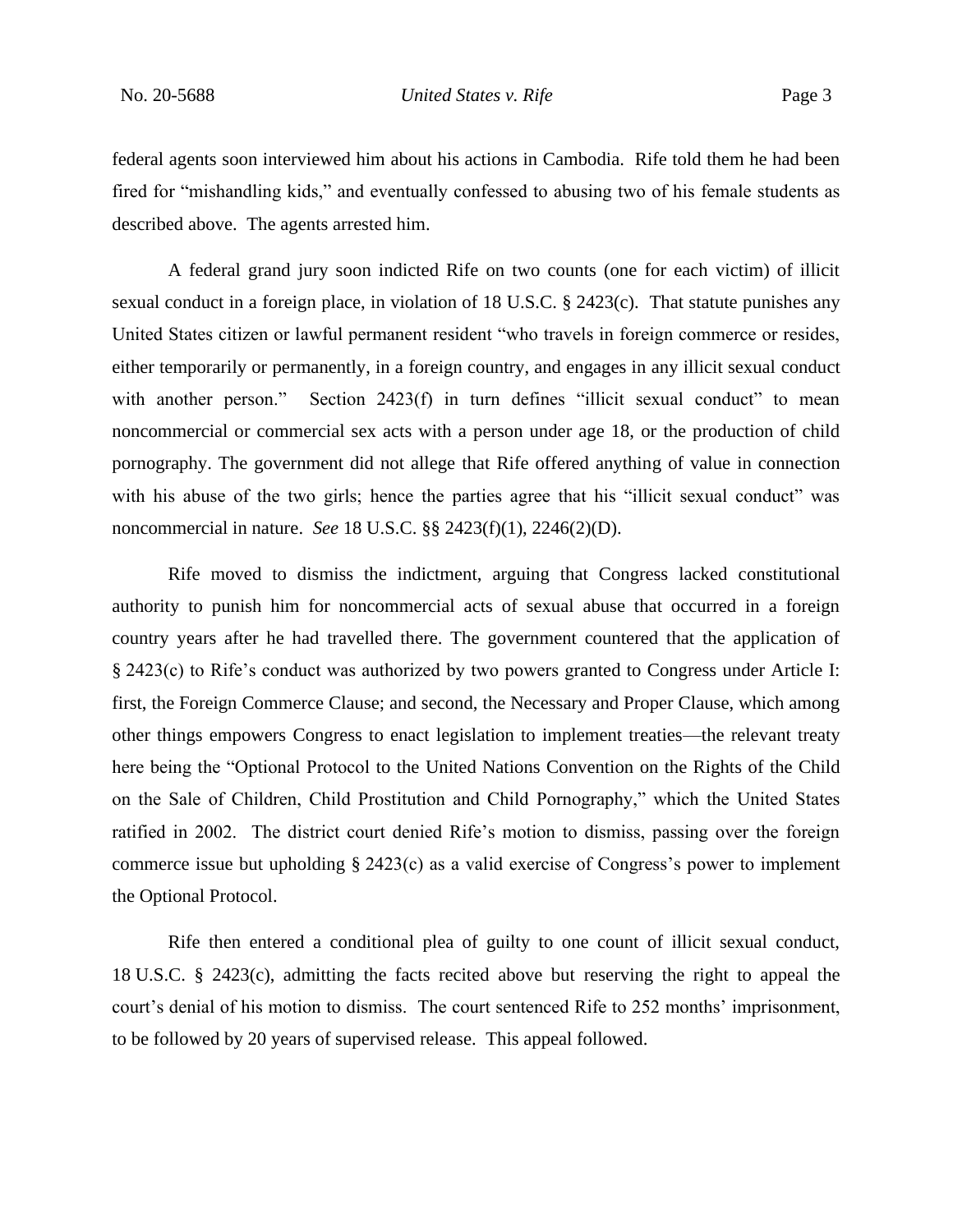federal agents soon interviewed him about his actions in Cambodia. Rife told them he had been fired for "mishandling kids," and eventually confessed to abusing two of his female students as described above. The agents arrested him.

A federal grand jury soon indicted Rife on two counts (one for each victim) of illicit sexual conduct in a foreign place, in violation of 18 U.S.C. § 2423(c). That statute punishes any United States citizen or lawful permanent resident "who travels in foreign commerce or resides, either temporarily or permanently, in a foreign country, and engages in any illicit sexual conduct with another person." Section 2423(f) in turn defines "illicit sexual conduct" to mean noncommercial or commercial sex acts with a person under age 18, or the production of child pornography. The government did not allege that Rife offered anything of value in connection with his abuse of the two girls; hence the parties agree that his "illicit sexual conduct" was noncommercial in nature. *See* 18 U.S.C. §§ 2423(f)(1), 2246(2)(D).

Rife moved to dismiss the indictment, arguing that Congress lacked constitutional authority to punish him for noncommercial acts of sexual abuse that occurred in a foreign country years after he had travelled there. The government countered that the application of § 2423(c) to Rife's conduct was authorized by two powers granted to Congress under Article I: first, the Foreign Commerce Clause; and second, the Necessary and Proper Clause, which among other things empowers Congress to enact legislation to implement treaties—the relevant treaty here being the "Optional Protocol to the United Nations Convention on the Rights of the Child on the Sale of Children, Child Prostitution and Child Pornography," which the United States ratified in 2002. The district court denied Rife's motion to dismiss, passing over the foreign commerce issue but upholding § 2423(c) as a valid exercise of Congress's power to implement the Optional Protocol.

Rife then entered a conditional plea of guilty to one count of illicit sexual conduct, 18 U.S.C. § 2423(c), admitting the facts recited above but reserving the right to appeal the court's denial of his motion to dismiss. The court sentenced Rife to 252 months' imprisonment, to be followed by 20 years of supervised release. This appeal followed.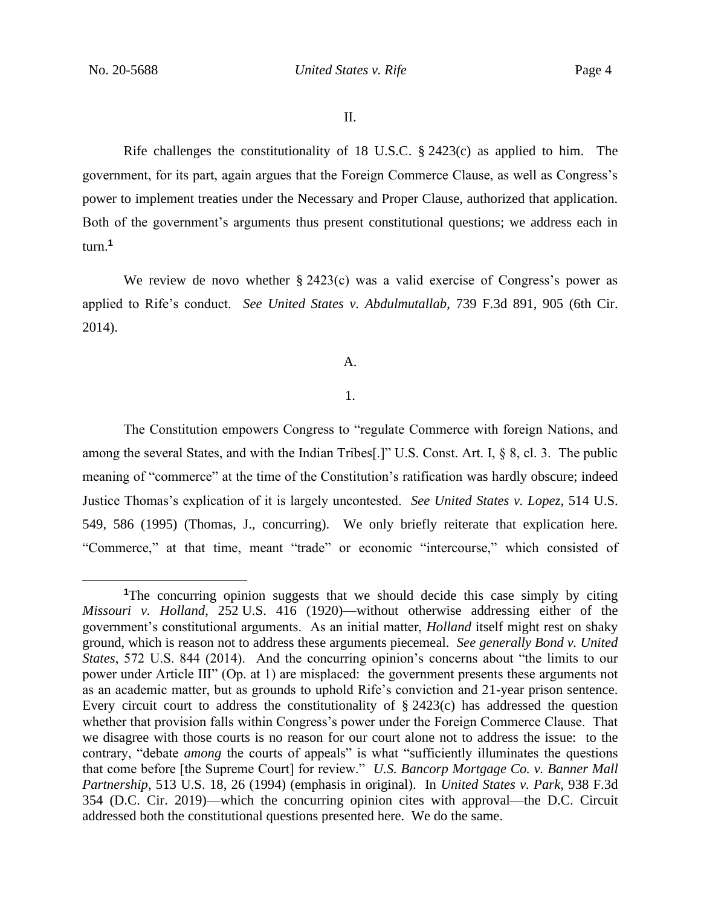II.

Rife challenges the constitutionality of 18 U.S.C. § 2423(c) as applied to him. The government, for its part, again argues that the Foreign Commerce Clause, as well as Congress's power to implement treaties under the Necessary and Proper Clause, authorized that application. Both of the government's arguments thus present constitutional questions; we address each in turn.[1]

We review de novo whether § 2423(c) was a valid exercise of Congress's power as applied to Rife's conduct. *See United States v. Abdulmutallab*, 739 F.3d 891, 905 (6th Cir. 2014).

A.

1.

The Constitution empowers Congress to "regulate Commerce with foreign Nations, and among the several States, and with the Indian Tribes[.]" U.S. Const. Art. I, § 8, cl. 3. The public meaning of "commerce" at the time of the Constitution's ratification was hardly obscure; indeed Justice Thomas's explication of it is largely uncontested. *See United States v. Lopez*, 514 U.S. 549, 586 (1995) (Thomas, J., concurring). We only briefly reiterate that explication here. "Commerce," at that time, meant "trade" or economic "intercourse," which consisted of

---

[1]The concurring opinion suggests that we should decide this case simply by citing *Missouri v. Holland*, 252 U.S. 416 (1920)—without otherwise addressing either of the government's constitutional arguments. As an initial matter, *Holland* itself might rest on shaky ground, which is reason not to address these arguments piecemeal. *See generally Bond v. United States*, 572 U.S. 844 (2014). And the concurring opinion's concerns about "the limits to our power under Article III" (Op. at 1) are misplaced: the government presents these arguments not as an academic matter, but as grounds to uphold Rife's conviction and 21-year prison sentence. Every circuit court to address the constitutionality of § 2423(c) has addressed the question whether that provision falls within Congress's power under the Foreign Commerce Clause. That we disagree with those courts is no reason for our court alone not to address the issue: to the contrary, "debate *among* the courts of appeals" is what "sufficiently illuminates the questions that come before [the Supreme Court] for review." *U.S. Bancorp Mortgage Co. v. Banner Mall Partnership*, 513 U.S. 18, 26 (1994) (emphasis in original). In *United States v. Park*, 938 F.3d 354 (D.C. Cir. 2019)—which the concurring opinion cites with approval—the D.C. Circuit addressed both the constitutional questions presented here. We do the same.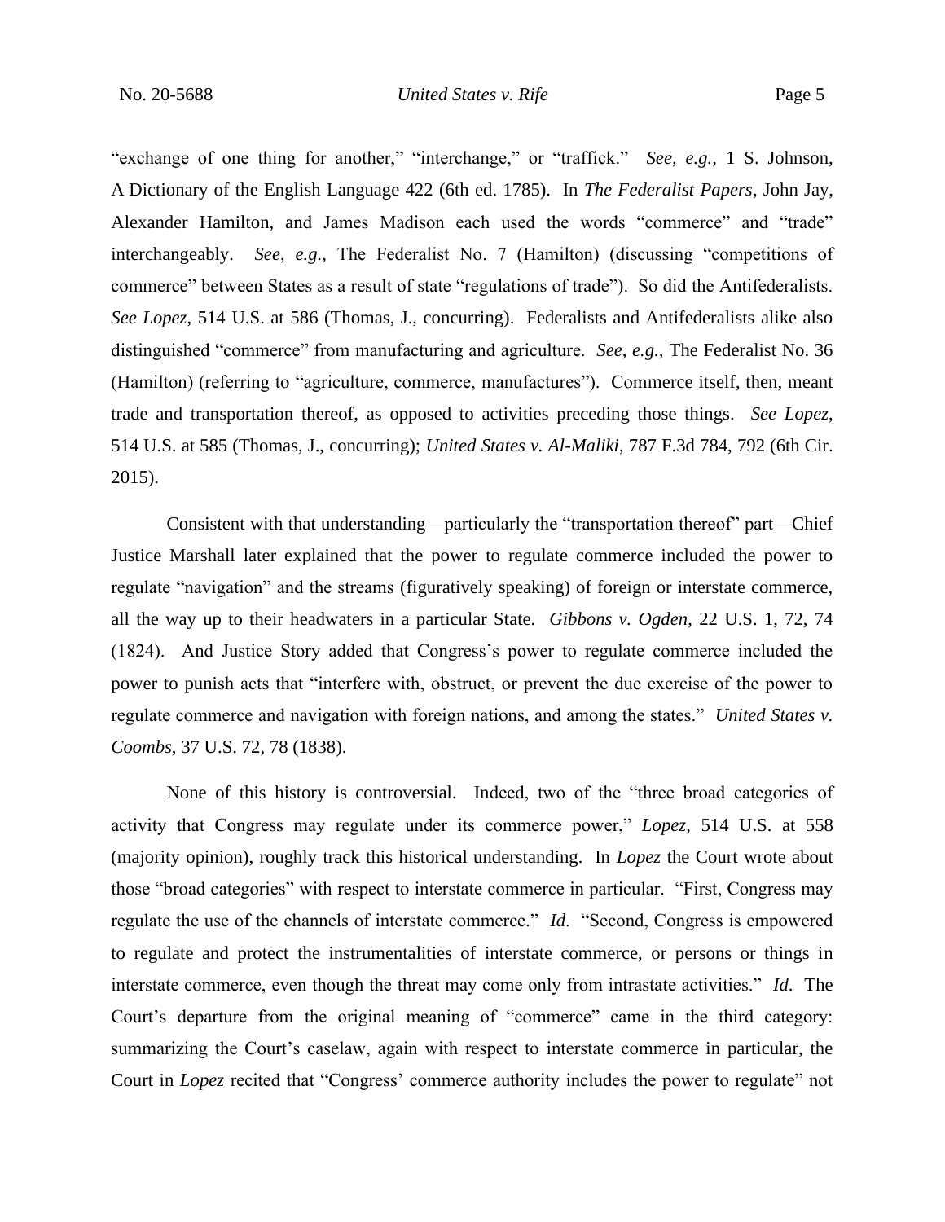"exchange of one thing for another," "interchange," or "traffick." *See, e.g.,* 1 S. Johnson, A Dictionary of the English Language 422 (6th ed. 1785). In *The Federalist Papers*, John Jay, Alexander Hamilton, and James Madison each used the words "commerce" and "trade" interchangeably. *See, e.g.,* The Federalist No. 7 (Hamilton) (discussing "competitions of commerce" between States as a result of state "regulations of trade"). So did the Antifederalists. *See Lopez*, 514 U.S. at 586 (Thomas, J., concurring). Federalists and Antifederalists alike also distinguished "commerce" from manufacturing and agriculture. *See, e.g.,* The Federalist No. 36 (Hamilton) (referring to "agriculture, commerce, manufactures"). Commerce itself, then, meant trade and transportation thereof, as opposed to activities preceding those things. *See Lopez*, 514 U.S. at 585 (Thomas, J., concurring); *United States v. Al-Maliki*, 787 F.3d 784, 792 (6th Cir. 2015).

Consistent with that understanding—particularly the "transportation thereof" part—Chief Justice Marshall later explained that the power to regulate commerce included the power to regulate "navigation" and the streams (figuratively speaking) of foreign or interstate commerce, all the way up to their headwaters in a particular State. *Gibbons v. Ogden*, 22 U.S. 1, 72, 74 (1824). And Justice Story added that Congress's power to regulate commerce included the power to punish acts that "interfere with, obstruct, or prevent the due exercise of the power to regulate commerce and navigation with foreign nations, and among the states." *United States v. Coombs*, 37 U.S. 72, 78 (1838).

None of this history is controversial. Indeed, two of the "three broad categories of activity that Congress may regulate under its commerce power," *Lopez*, 514 U.S. at 558 (majority opinion), roughly track this historical understanding. In *Lopez* the Court wrote about those "broad categories" with respect to interstate commerce in particular. "First, Congress may regulate the use of the channels of interstate commerce." *Id*. "Second, Congress is empowered to regulate and protect the instrumentalities of interstate commerce, or persons or things in interstate commerce, even though the threat may come only from intrastate activities." *Id*. The Court's departure from the original meaning of "commerce" came in the third category: summarizing the Court's caselaw, again with respect to interstate commerce in particular, the Court in *Lopez* recited that "Congress' commerce authority includes the power to regulate" not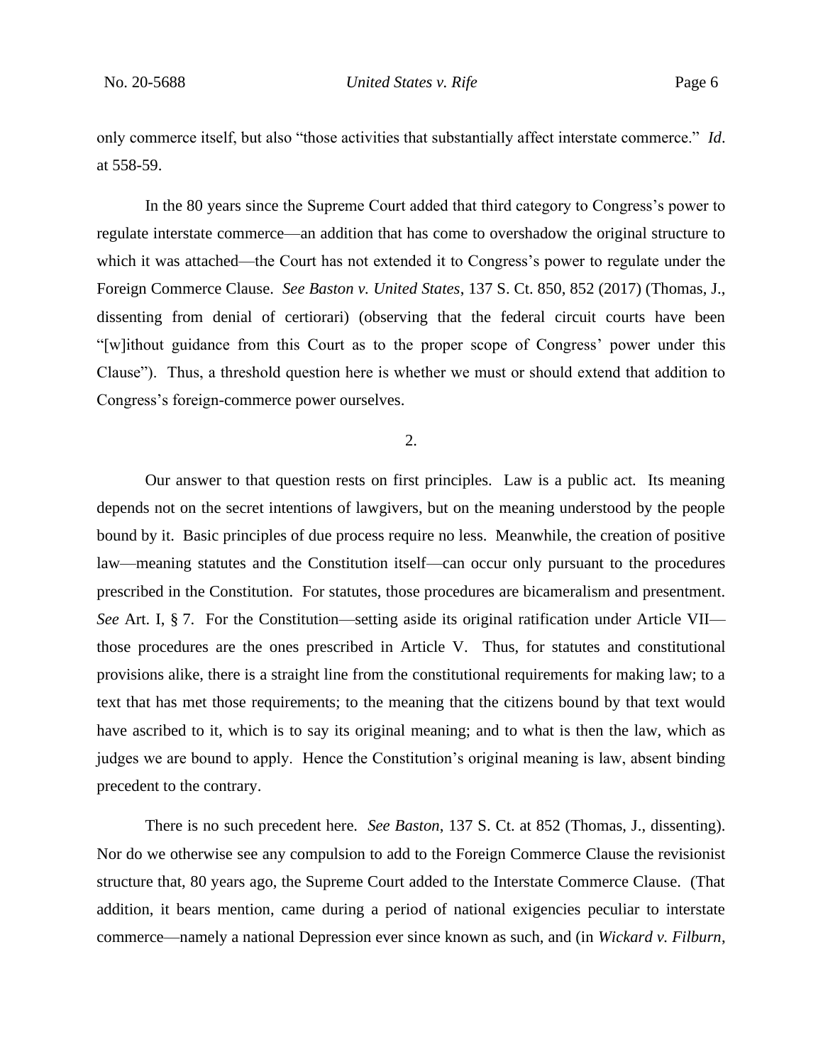only commerce itself, but also "those activities that substantially affect interstate commerce." *Id*. at 558-59.

In the 80 years since the Supreme Court added that third category to Congress's power to regulate interstate commerce—an addition that has come to overshadow the original structure to which it was attached—the Court has not extended it to Congress's power to regulate under the Foreign Commerce Clause. *See Baston v. United States*, 137 S. Ct. 850, 852 (2017) (Thomas, J., dissenting from denial of certiorari) (observing that the federal circuit courts have been "[w]ithout guidance from this Court as to the proper scope of Congress' power under this Clause"). Thus, a threshold question here is whether we must or should extend that addition to Congress's foreign-commerce power ourselves.

2.

Our answer to that question rests on first principles. Law is a public act. Its meaning depends not on the secret intentions of lawgivers, but on the meaning understood by the people bound by it. Basic principles of due process require no less. Meanwhile, the creation of positive law—meaning statutes and the Constitution itself—can occur only pursuant to the procedures prescribed in the Constitution. For statutes, those procedures are bicameralism and presentment. *See* Art. I, § 7. For the Constitution—setting aside its original ratification under Article VII—those procedures are the ones prescribed in Article V. Thus, for statutes and constitutional provisions alike, there is a straight line from the constitutional requirements for making law; to a text that has met those requirements; to the meaning that the citizens bound by that text would have ascribed to it, which is to say its original meaning; and to what is then the law, which as judges we are bound to apply. Hence the Constitution's original meaning is law, absent binding precedent to the contrary.

There is no such precedent here. *See Baston*, 137 S. Ct. at 852 (Thomas, J., dissenting). Nor do we otherwise see any compulsion to add to the Foreign Commerce Clause the revisionist structure that, 80 years ago, the Supreme Court added to the Interstate Commerce Clause. (That addition, it bears mention, came during a period of national exigencies peculiar to interstate commerce—namely a national Depression ever since known as such, and (in *Wickard v. Filburn*,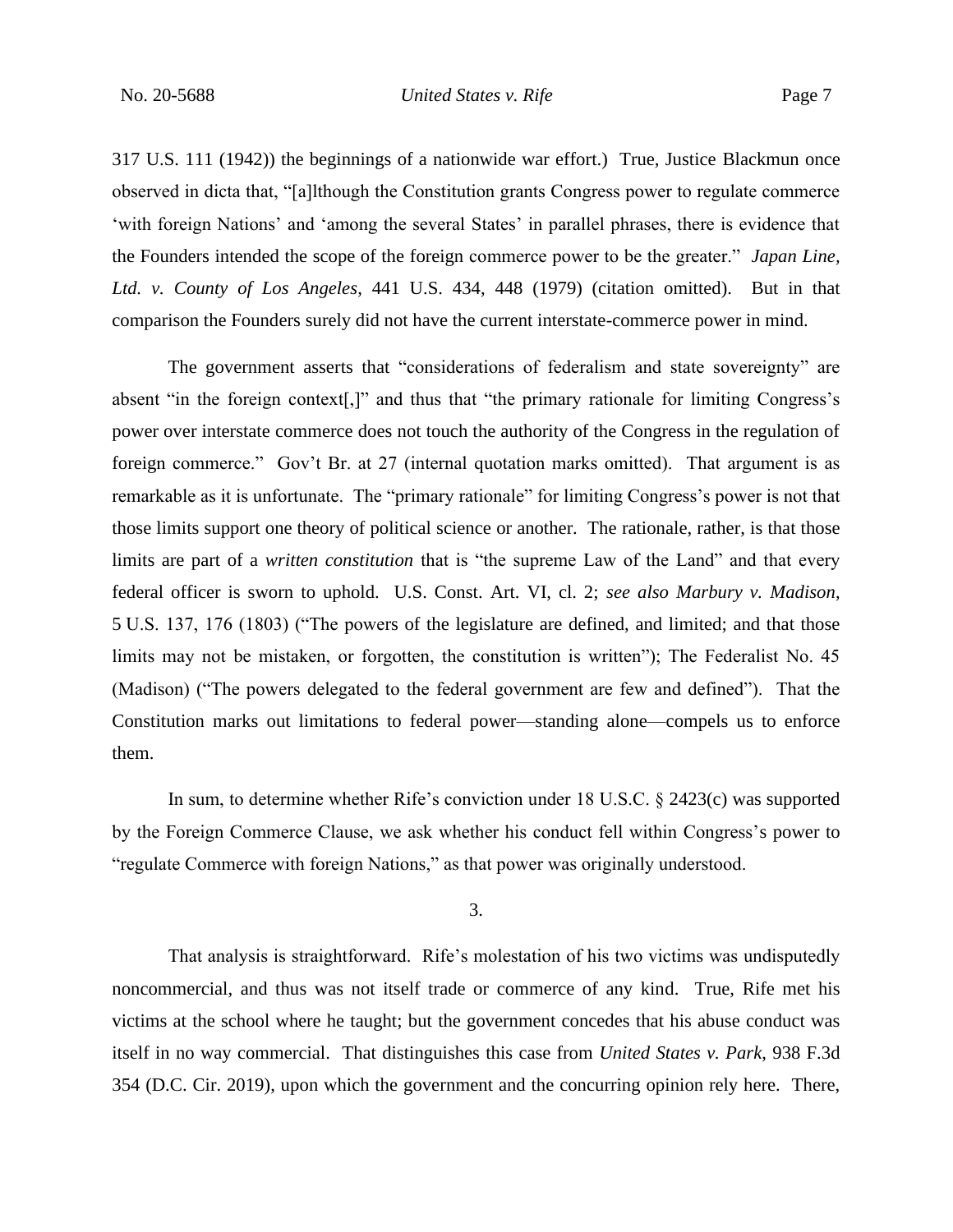317 U.S. 111 (1942)) the beginnings of a nationwide war effort.) True, Justice Blackmun once observed in dicta that, "[a]lthough the Constitution grants Congress power to regulate commerce 'with foreign Nations' and 'among the several States' in parallel phrases, there is evidence that the Founders intended the scope of the foreign commerce power to be the greater." *Japan Line, Ltd. v. County of Los Angeles*, 441 U.S. 434, 448 (1979) (citation omitted). But in that comparison the Founders surely did not have the current interstate-commerce power in mind.

The government asserts that "considerations of federalism and state sovereignty" are absent "in the foreign context[,]" and thus that "the primary rationale for limiting Congress's power over interstate commerce does not touch the authority of the Congress in the regulation of foreign commerce." Gov't Br. at 27 (internal quotation marks omitted). That argument is as remarkable as it is unfortunate. The "primary rationale" for limiting Congress's power is not that those limits support one theory of political science or another. The rationale, rather, is that those limits are part of a *written constitution* that is "the supreme Law of the Land" and that every federal officer is sworn to uphold. U.S. Const. Art. VI, cl. 2; *see also Marbury v. Madison*, 5 U.S. 137, 176 (1803) ("The powers of the legislature are defined, and limited; and that those limits may not be mistaken, or forgotten, the constitution is written"); The Federalist No. 45 (Madison) ("The powers delegated to the federal government are few and defined"). That the Constitution marks out limitations to federal power—standing alone—compels us to enforce them.

In sum, to determine whether Rife's conviction under 18 U.S.C. § 2423(c) was supported by the Foreign Commerce Clause, we ask whether his conduct fell within Congress's power to "regulate Commerce with foreign Nations," as that power was originally understood.

### 3.

That analysis is straightforward. Rife's molestation of his two victims was undisputedly noncommercial, and thus was not itself trade or commerce of any kind. True, Rife met his victims at the school where he taught; but the government concedes that his abuse conduct was itself in no way commercial. That distinguishes this case from *United States v. Park*, 938 F.3d 354 (D.C. Cir. 2019), upon which the government and the concurring opinion rely here. There,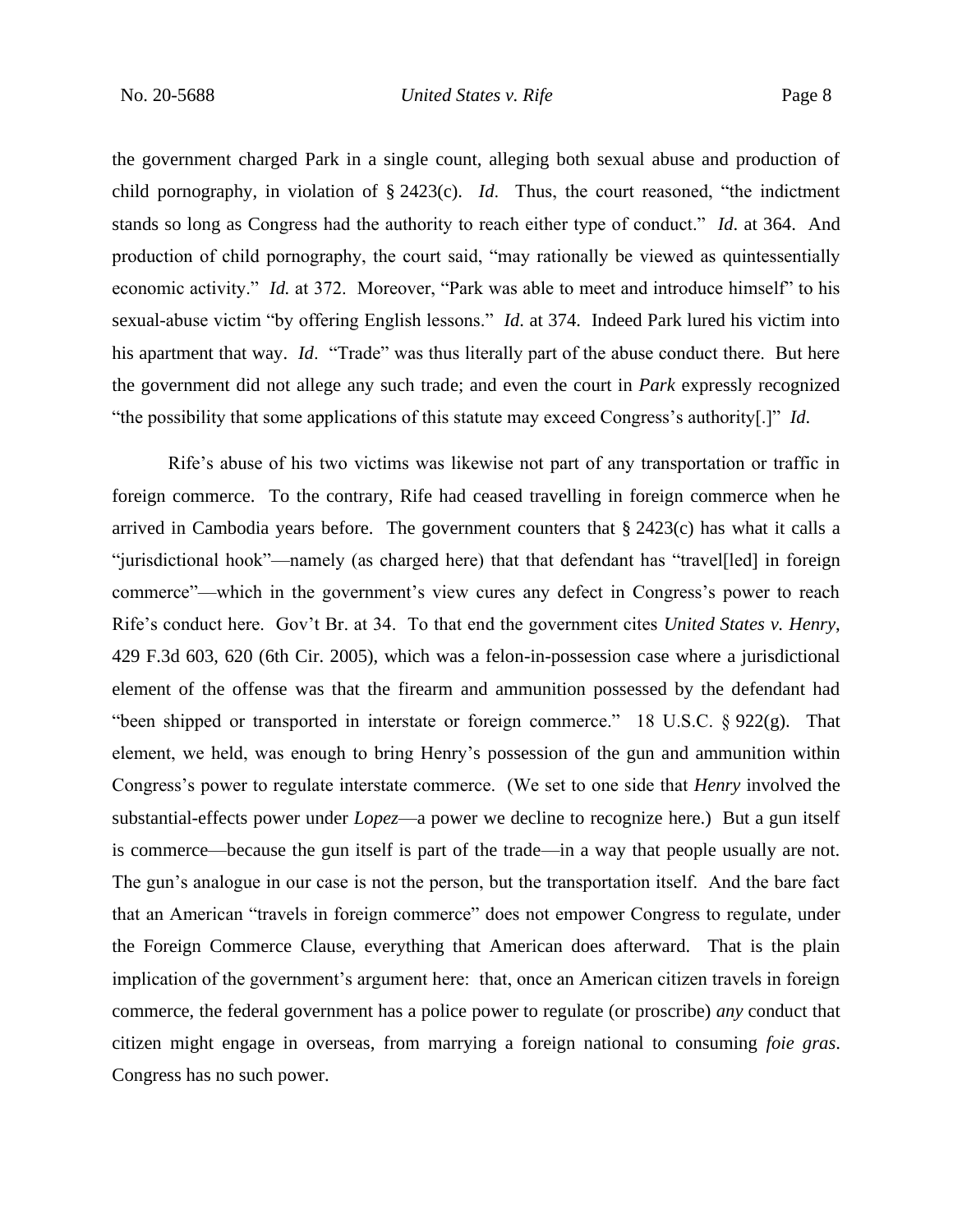the government charged Park in a single count, alleging both sexual abuse and production of child pornography, in violation of § 2423(c). *Id*. Thus, the court reasoned, "the indictment stands so long as Congress had the authority to reach either type of conduct." *Id*. at 364. And production of child pornography, the court said, "may rationally be viewed as quintessentially economic activity." *Id.* at 372. Moreover, "Park was able to meet and introduce himself" to his sexual-abuse victim "by offering English lessons." *Id*. at 374. Indeed Park lured his victim into his apartment that way. *Id*. "Trade" was thus literally part of the abuse conduct there. But here the government did not allege any such trade; and even the court in *Park* expressly recognized "the possibility that some applications of this statute may exceed Congress's authority[.]" *Id.*

Rife's abuse of his two victims was likewise not part of any transportation or traffic in foreign commerce. To the contrary, Rife had ceased travelling in foreign commerce when he arrived in Cambodia years before. The government counters that § 2423(c) has what it calls a "jurisdictional hook"—namely (as charged here) that that defendant has "travel[led] in foreign commerce"—which in the government's view cures any defect in Congress's power to reach Rife's conduct here. Gov't Br. at 34. To that end the government cites *United States v. Henry*, 429 F.3d 603, 620 (6th Cir. 2005), which was a felon-in-possession case where a jurisdictional element of the offense was that the firearm and ammunition possessed by the defendant had "been shipped or transported in interstate or foreign commerce." 18 U.S.C. § 922(g). That element, we held, was enough to bring Henry's possession of the gun and ammunition within Congress's power to regulate interstate commerce. (We set to one side that *Henry* involved the substantial-effects power under *Lopez*—a power we decline to recognize here.) But a gun itself is commerce—because the gun itself is part of the trade—in a way that people usually are not. The gun's analogue in our case is not the person, but the transportation itself. And the bare fact that an American "travels in foreign commerce" does not empower Congress to regulate, under the Foreign Commerce Clause, everything that American does afterward. That is the plain implication of the government's argument here: that, once an American citizen travels in foreign commerce, the federal government has a police power to regulate (or proscribe) *any* conduct that citizen might engage in overseas, from marrying a foreign national to consuming *foie gras*. Congress has no such power.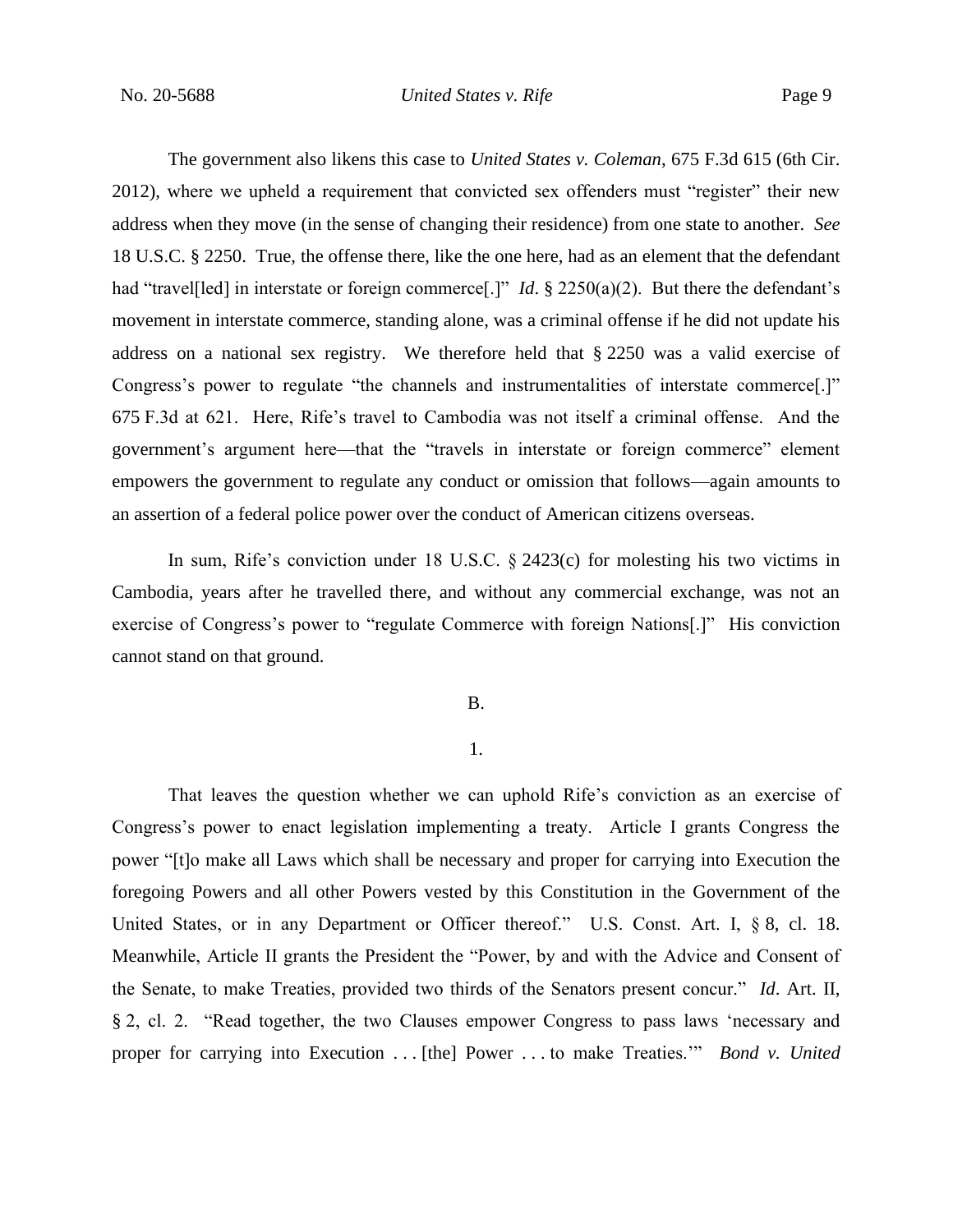The government also likens this case to *United States v. Coleman*, 675 F.3d 615 (6th Cir. 2012), where we upheld a requirement that convicted sex offenders must "register" their new address when they move (in the sense of changing their residence) from one state to another. *See* 18 U.S.C. § 2250. True, the offense there, like the one here, had as an element that the defendant had "travel[led] in interstate or foreign commerce[.]" *Id*. § 2250(a)(2). But there the defendant's movement in interstate commerce, standing alone, was a criminal offense if he did not update his address on a national sex registry. We therefore held that § 2250 was a valid exercise of Congress's power to regulate "the channels and instrumentalities of interstate commerce[.]" 675 F.3d at 621. Here, Rife's travel to Cambodia was not itself a criminal offense. And the government's argument here—that the "travels in interstate or foreign commerce" element empowers the government to regulate any conduct or omission that follows—again amounts to an assertion of a federal police power over the conduct of American citizens overseas.

In sum, Rife's conviction under 18 U.S.C. § 2423(c) for molesting his two victims in Cambodia, years after he travelled there, and without any commercial exchange, was not an exercise of Congress's power to "regulate Commerce with foreign Nations[.]" His conviction cannot stand on that ground.

### B.

#### 1.

That leaves the question whether we can uphold Rife's conviction as an exercise of Congress's power to enact legislation implementing a treaty. Article I grants Congress the power "[t]o make all Laws which shall be necessary and proper for carrying into Execution the foregoing Powers and all other Powers vested by this Constitution in the Government of the United States, or in any Department or Officer thereof." U.S. Const. Art. I, § 8, cl. 18. Meanwhile, Article II grants the President the "Power, by and with the Advice and Consent of the Senate, to make Treaties, provided two thirds of the Senators present concur." *Id*. Art. II, § 2, cl. 2. "Read together, the two Clauses empower Congress to pass laws 'necessary and proper for carrying into Execution . . . [the] Power . . . to make Treaties.'" *Bond v. United*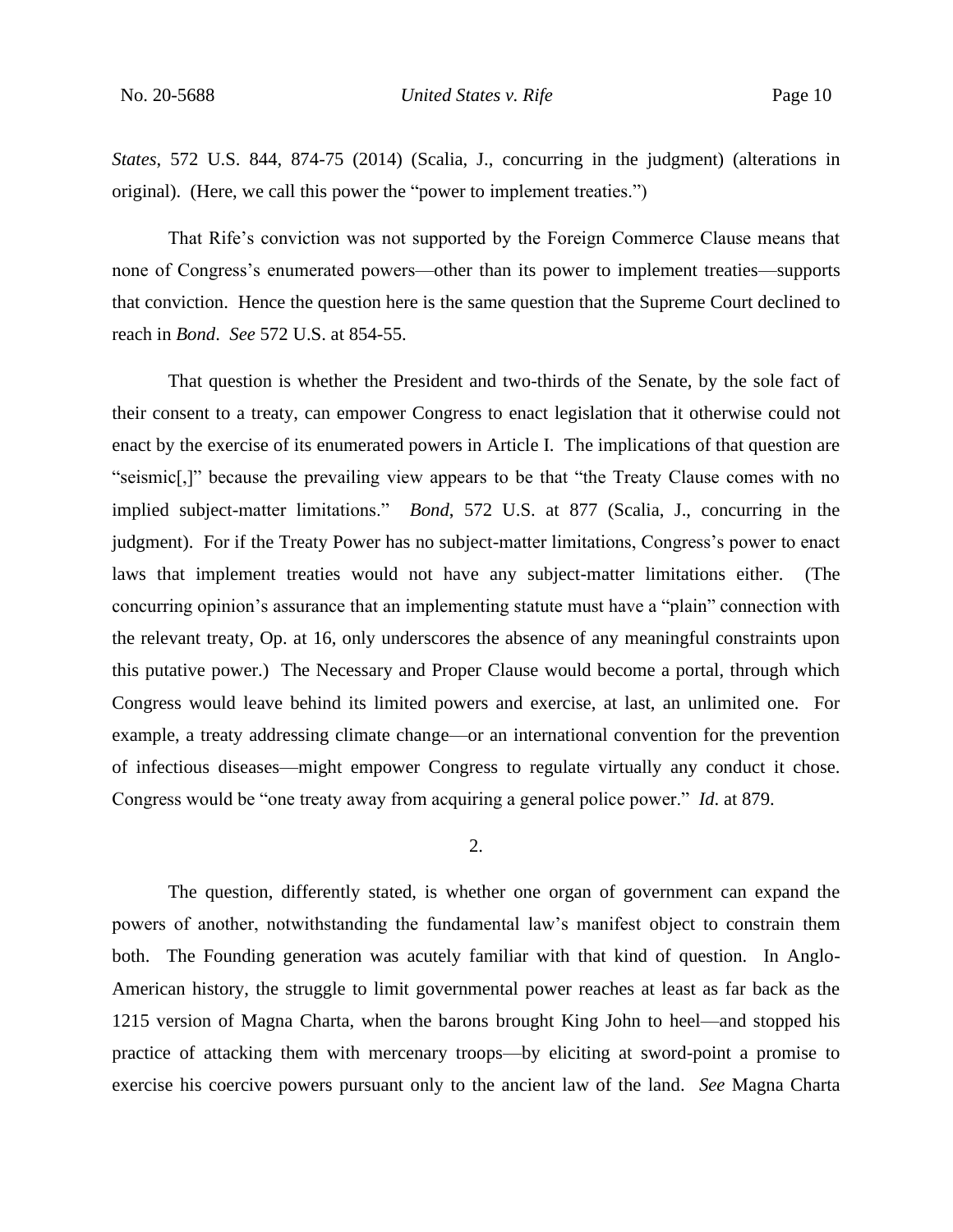*States*, 572 U.S. 844, 874-75 (2014) (Scalia, J., concurring in the judgment) (alterations in original). (Here, we call this power the "power to implement treaties.")

That Rife's conviction was not supported by the Foreign Commerce Clause means that none of Congress's enumerated powers—other than its power to implement treaties—supports that conviction. Hence the question here is the same question that the Supreme Court declined to reach in *Bond*. *See* 572 U.S. at 854-55.

That question is whether the President and two-thirds of the Senate, by the sole fact of their consent to a treaty, can empower Congress to enact legislation that it otherwise could not enact by the exercise of its enumerated powers in Article I. The implications of that question are "seismic[,]" because the prevailing view appears to be that "the Treaty Clause comes with no implied subject-matter limitations." *Bond*, 572 U.S. at 877 (Scalia, J., concurring in the judgment). For if the Treaty Power has no subject-matter limitations, Congress's power to enact laws that implement treaties would not have any subject-matter limitations either. (The concurring opinion's assurance that an implementing statute must have a "plain" connection with the relevant treaty, Op. at 16, only underscores the absence of any meaningful constraints upon this putative power.) The Necessary and Proper Clause would become a portal, through which Congress would leave behind its limited powers and exercise, at last, an unlimited one. For example, a treaty addressing climate change—or an international convention for the prevention of infectious diseases—might empower Congress to regulate virtually any conduct it chose. Congress would be "one treaty away from acquiring a general police power." *Id.* at 879.

2.

The question, differently stated, is whether one organ of government can expand the powers of another, notwithstanding the fundamental law's manifest object to constrain them both. The Founding generation was acutely familiar with that kind of question. In Anglo-American history, the struggle to limit governmental power reaches at least as far back as the 1215 version of Magna Charta, when the barons brought King John to heel—and stopped his practice of attacking them with mercenary troops—by eliciting at sword-point a promise to exercise his coercive powers pursuant only to the ancient law of the land. *See* Magna Charta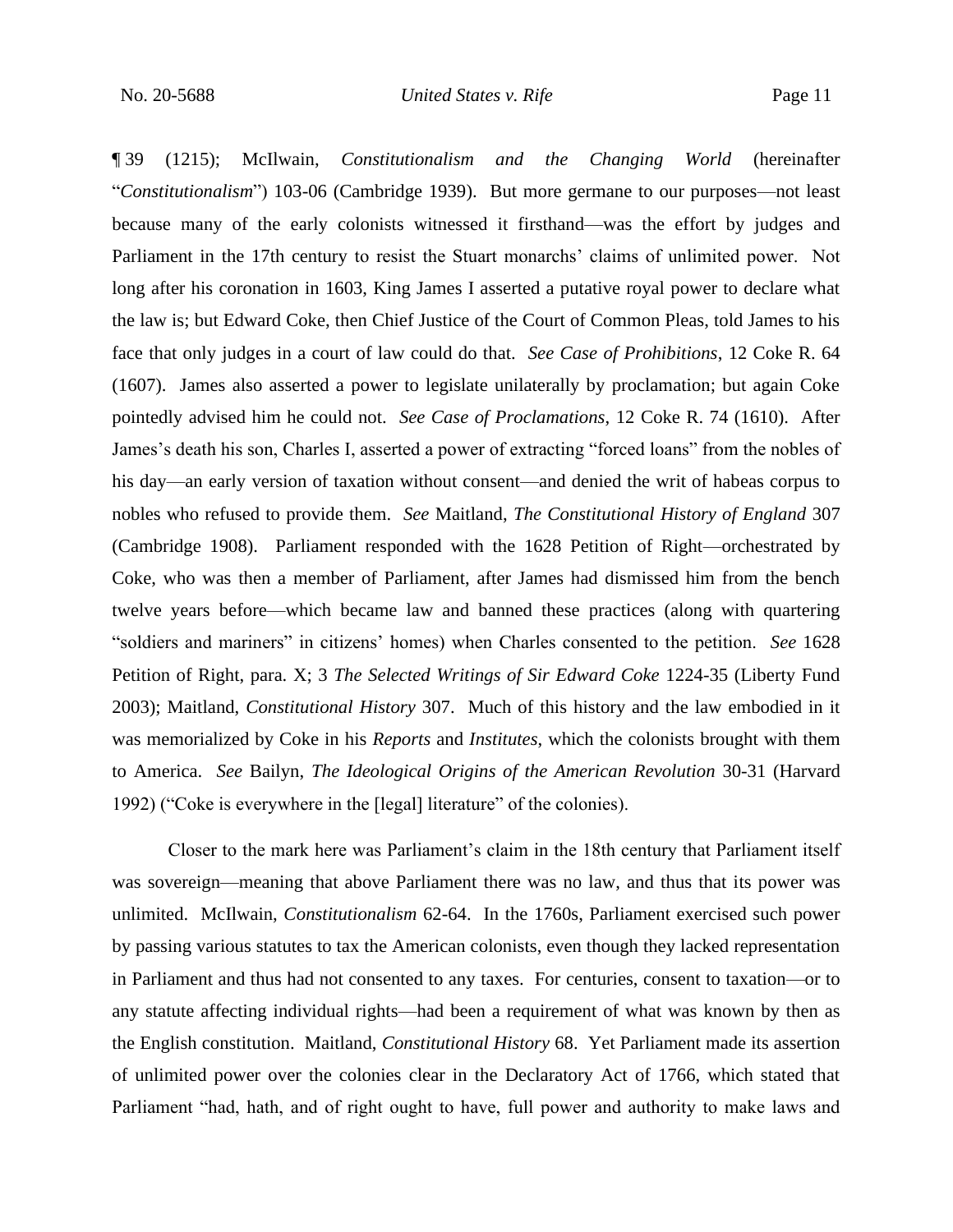¶ 39 (1215); McIlwain, *Constitutionalism and the Changing World* (hereinafter "*Constitutionalism*") 103-06 (Cambridge 1939). But more germane to our purposes—not least because many of the early colonists witnessed it firsthand—was the effort by judges and Parliament in the 17th century to resist the Stuart monarchs' claims of unlimited power. Not long after his coronation in 1603, King James I asserted a putative royal power to declare what the law is; but Edward Coke, then Chief Justice of the Court of Common Pleas, told James to his face that only judges in a court of law could do that. *See Case of Prohibitions*, 12 Coke R. 64 (1607). James also asserted a power to legislate unilaterally by proclamation; but again Coke pointedly advised him he could not. *See Case of Proclamations*, 12 Coke R. 74 (1610). After James's death his son, Charles I, asserted a power of extracting "forced loans" from the nobles of his day—an early version of taxation without consent—and denied the writ of habeas corpus to nobles who refused to provide them. *See* Maitland, *The Constitutional History of England* 307 (Cambridge 1908). Parliament responded with the 1628 Petition of Right—orchestrated by Coke, who was then a member of Parliament, after James had dismissed him from the bench twelve years before—which became law and banned these practices (along with quartering "soldiers and mariners" in citizens' homes) when Charles consented to the petition. *See* 1628 Petition of Right, para. X; 3 *The Selected Writings of Sir Edward Coke* 1224-35 (Liberty Fund 2003); Maitland, *Constitutional History* 307. Much of this history and the law embodied in it was memorialized by Coke in his *Reports* and *Institutes*, which the colonists brought with them to America. *See* Bailyn, *The Ideological Origins of the American Revolution* 30-31 (Harvard 1992) ("Coke is everywhere in the [legal] literature" of the colonies).

Closer to the mark here was Parliament's claim in the 18th century that Parliament itself was sovereign—meaning that above Parliament there was no law, and thus that its power was unlimited. McIlwain, *Constitutionalism* 62-64. In the 1760s, Parliament exercised such power by passing various statutes to tax the American colonists, even though they lacked representation in Parliament and thus had not consented to any taxes. For centuries, consent to taxation—or to any statute affecting individual rights—had been a requirement of what was known by then as the English constitution. Maitland, *Constitutional History* 68. Yet Parliament made its assertion of unlimited power over the colonies clear in the Declaratory Act of 1766, which stated that Parliament "had, hath, and of right ought to have, full power and authority to make laws and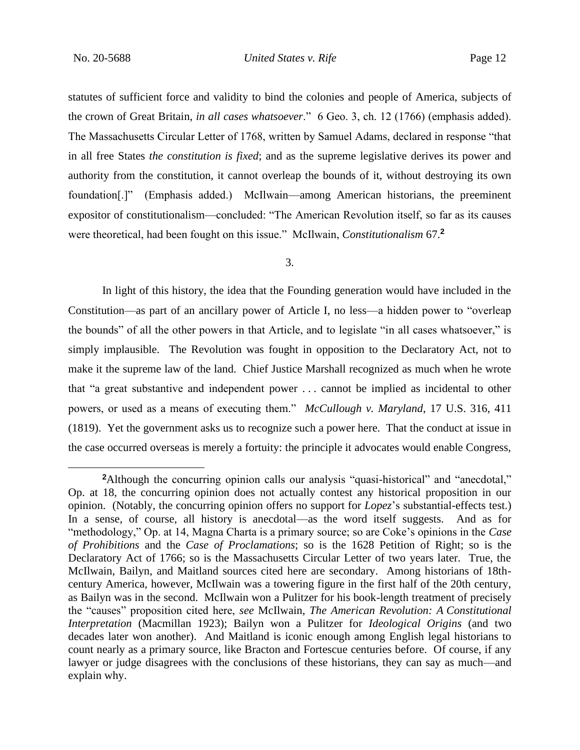statutes of sufficient force and validity to bind the colonies and people of America, subjects of the crown of Great Britain, *in all cases whatsoever*." 6 Geo. 3, ch. 12 (1766) (emphasis added). The Massachusetts Circular Letter of 1768, written by Samuel Adams, declared in response "that in all free States *the constitution is fixed*; and as the supreme legislative derives its power and authority from the constitution, it cannot overleap the bounds of it, without destroying its own foundation[.]" (Emphasis added.) McIlwain—among American historians, the preeminent expositor of constitutionalism—concluded: "The American Revolution itself, so far as its causes were theoretical, had been fought on this issue." McIlwain, *Constitutionalism* 67.[2]

3.

In light of this history, the idea that the Founding generation would have included in the Constitution—as part of an ancillary power of Article I, no less—a hidden power to "overleap the bounds" of all the other powers in that Article, and to legislate "in all cases whatsoever," is simply implausible. The Revolution was fought in opposition to the Declaratory Act, not to make it the supreme law of the land. Chief Justice Marshall recognized as much when he wrote that "a great substantive and independent power . . . cannot be implied as incidental to other powers, or used as a means of executing them." *McCullough v. Maryland*, 17 U.S. 316, 411 (1819). Yet the government asks us to recognize such a power here. That the conduct at issue in the case occurred overseas is merely a fortuity: the principle it advocates would enable Congress,

[2]Although the concurring opinion calls our analysis "quasi-historical" and "anecdotal," Op. at 18, the concurring opinion does not actually contest any historical proposition in our opinion. (Notably, the concurring opinion offers no support for *Lopez*'s substantial-effects test.) In a sense, of course, all history is anecdotal—as the word itself suggests. And as for "methodology," Op. at 14, Magna Charta is a primary source; so are Coke's opinions in the *Case of Prohibitions* and the *Case of Proclamations*; so is the 1628 Petition of Right; so is the Declaratory Act of 1766; so is the Massachusetts Circular Letter of two years later. True, the McIlwain, Bailyn, and Maitland sources cited here are secondary. Among historians of 18th-century America, however, McIlwain was a towering figure in the first half of the 20th century, as Bailyn was in the second. McIlwain won a Pulitzer for his book-length treatment of precisely the "causes" proposition cited here, *see* McIlwain, *The American Revolution: A Constitutional Interpretation* (Macmillan 1923); Bailyn won a Pulitzer for *Ideological Origins* (and two decades later won another). And Maitland is iconic enough among English legal historians to count nearly as a primary source, like Bracton and Fortescue centuries before. Of course, if any lawyer or judge disagrees with the conclusions of these historians, they can say as much—and explain why.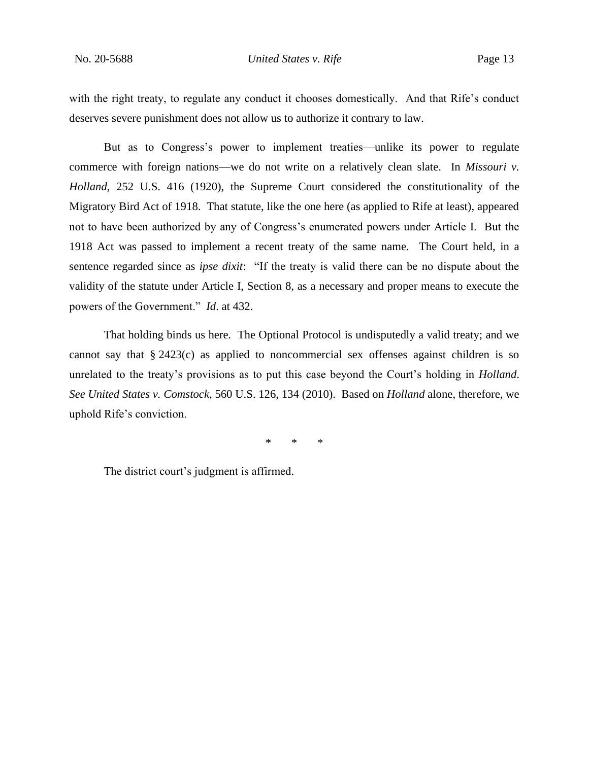with the right treaty, to regulate any conduct it chooses domestically. And that Rife's conduct deserves severe punishment does not allow us to authorize it contrary to law.

But as to Congress's power to implement treaties—unlike its power to regulate commerce with foreign nations—we do not write on a relatively clean slate. In *Missouri v. Holland*, 252 U.S. 416 (1920), the Supreme Court considered the constitutionality of the Migratory Bird Act of 1918. That statute, like the one here (as applied to Rife at least), appeared not to have been authorized by any of Congress's enumerated powers under Article I. But the 1918 Act was passed to implement a recent treaty of the same name. The Court held, in a sentence regarded since as *ipse dixit*: "If the treaty is valid there can be no dispute about the validity of the statute under Article I, Section 8, as a necessary and proper means to execute the powers of the Government." *Id*. at 432.

That holding binds us here. The Optional Protocol is undisputedly a valid treaty; and we cannot say that § 2423(c) as applied to noncommercial sex offenses against children is so unrelated to the treaty's provisions as to put this case beyond the Court's holding in *Holland*. *See United States v. Comstock*, 560 U.S. 126, 134 (2010). Based on *Holland* alone, therefore, we uphold Rife's conviction.

\* \* \*

The district court's judgment is affirmed.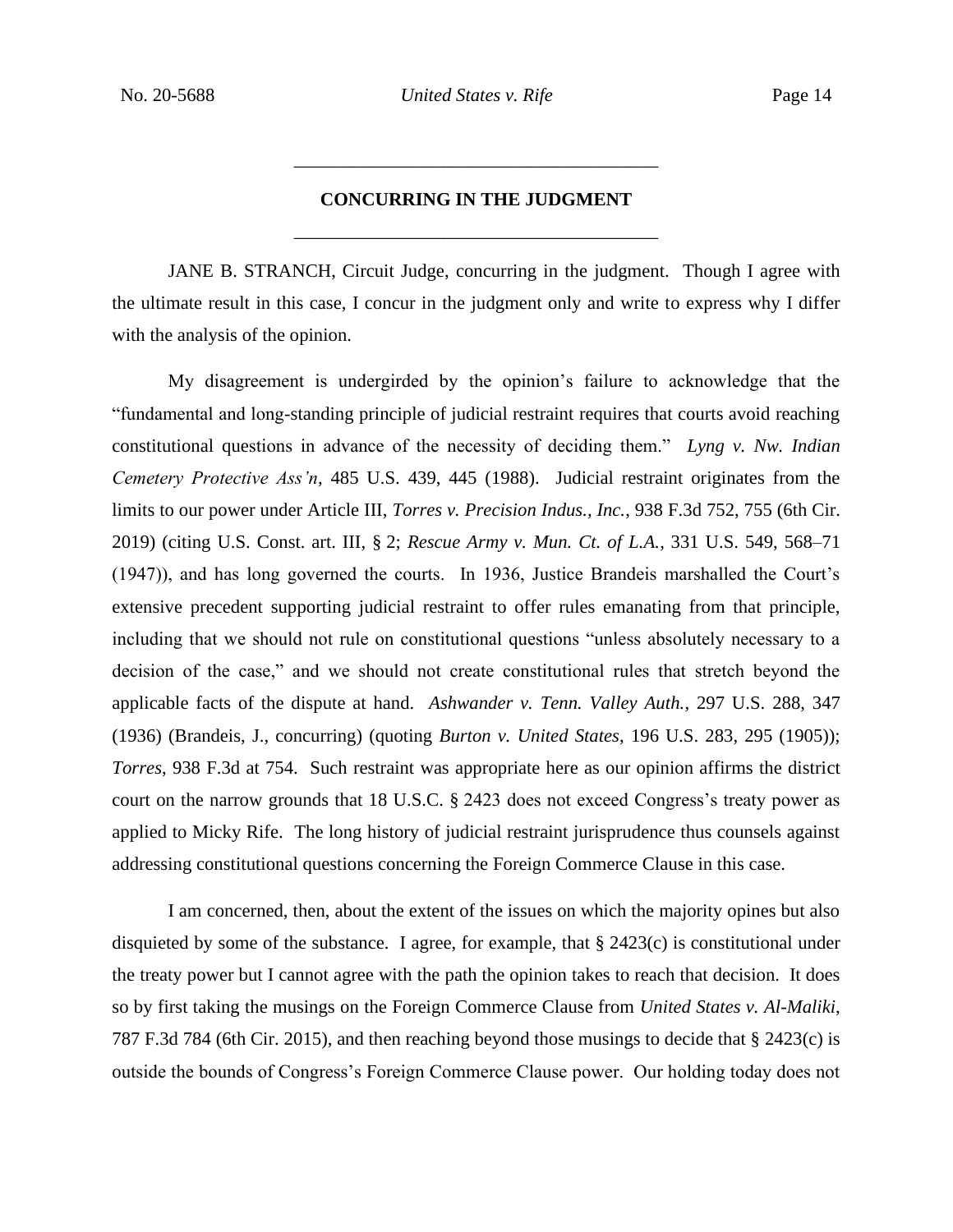## CONCURRING IN THE JUDGMENT

JANE B. STRANCH, Circuit Judge, concurring in the judgment. Though I agree with the ultimate result in this case, I concur in the judgment only and write to express why I differ with the analysis of the opinion.

My disagreement is undergirded by the opinion's failure to acknowledge that the "fundamental and long-standing principle of judicial restraint requires that courts avoid reaching constitutional questions in advance of the necessity of deciding them." *Lyng v. Nw. Indian Cemetery Protective Ass'n*, 485 U.S. 439, 445 (1988). Judicial restraint originates from the limits to our power under Article III, *Torres v. Precision Indus., Inc.*, 938 F.3d 752, 755 (6th Cir. 2019) (citing U.S. Const. art. III, § 2; *Rescue Army v. Mun. Ct. of L.A.*, 331 U.S. 549, 568–71 (1947)), and has long governed the courts. In 1936, Justice Brandeis marshalled the Court's extensive precedent supporting judicial restraint to offer rules emanating from that principle, including that we should not rule on constitutional questions "unless absolutely necessary to a decision of the case," and we should not create constitutional rules that stretch beyond the applicable facts of the dispute at hand. *Ashwander v. Tenn. Valley Auth.*, 297 U.S. 288, 347 (1936) (Brandeis, J., concurring) (quoting *Burton v. United States*, 196 U.S. 283, 295 (1905)); *Torres*, 938 F.3d at 754. Such restraint was appropriate here as our opinion affirms the district court on the narrow grounds that 18 U.S.C. § 2423 does not exceed Congress's treaty power as applied to Micky Rife. The long history of judicial restraint jurisprudence thus counsels against addressing constitutional questions concerning the Foreign Commerce Clause in this case.

I am concerned, then, about the extent of the issues on which the majority opines but also disquieted by some of the substance. I agree, for example, that § 2423(c) is constitutional under the treaty power but I cannot agree with the path the opinion takes to reach that decision. It does so by first taking the musings on the Foreign Commerce Clause from *United States v. Al-Maliki*, 787 F.3d 784 (6th Cir. 2015), and then reaching beyond those musings to decide that § 2423(c) is outside the bounds of Congress's Foreign Commerce Clause power. Our holding today does not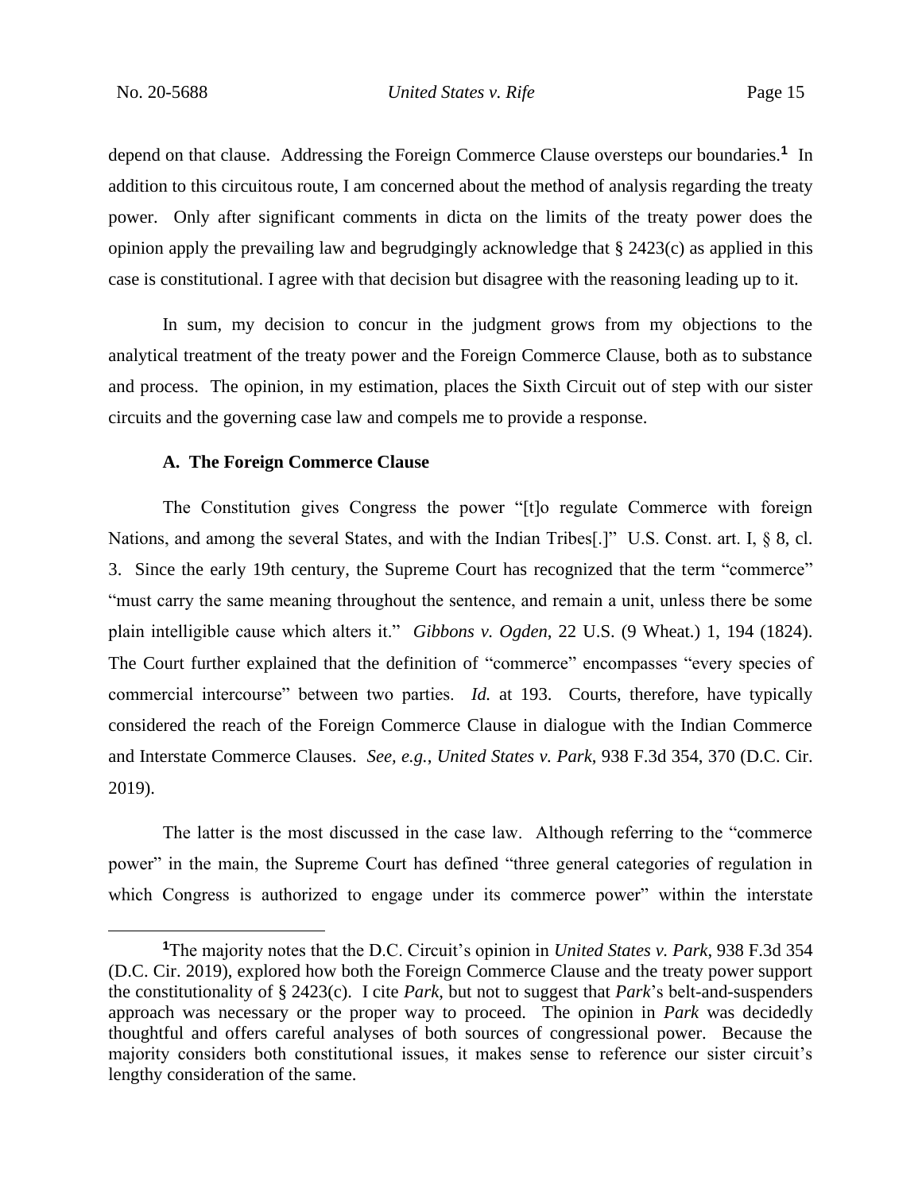depend on that clause. Addressing the Foreign Commerce Clause oversteps our boundaries.[1] In addition to this circuitous route, I am concerned about the method of analysis regarding the treaty power. Only after significant comments in dicta on the limits of the treaty power does the opinion apply the prevailing law and begrudgingly acknowledge that § 2423(c) as applied in this case is constitutional. I agree with that decision but disagree with the reasoning leading up to it.

In sum, my decision to concur in the judgment grows from my objections to the analytical treatment of the treaty power and the Foreign Commerce Clause, both as to substance and process. The opinion, in my estimation, places the Sixth Circuit out of step with our sister circuits and the governing case law and compels me to provide a response.

### A. The Foreign Commerce Clause

The Constitution gives Congress the power "[t]o regulate Commerce with foreign Nations, and among the several States, and with the Indian Tribes[.]" U.S. Const. art. I, § 8, cl. 3. Since the early 19th century, the Supreme Court has recognized that the term "commerce" "must carry the same meaning throughout the sentence, and remain a unit, unless there be some plain intelligible cause which alters it." *Gibbons v. Ogden*, 22 U.S. (9 Wheat.) 1, 194 (1824). The Court further explained that the definition of "commerce" encompasses "every species of commercial intercourse" between two parties. *Id.* at 193. Courts, therefore, have typically considered the reach of the Foreign Commerce Clause in dialogue with the Indian Commerce and Interstate Commerce Clauses. *See, e.g.*, *United States v. Park*, 938 F.3d 354, 370 (D.C. Cir. 2019).

The latter is the most discussed in the case law. Although referring to the "commerce power" in the main, the Supreme Court has defined "three general categories of regulation in which Congress is authorized to engage under its commerce power" within the interstate

---

[1] The majority notes that the D.C. Circuit's opinion in *United States v. Park*, 938 F.3d 354 (D.C. Cir. 2019), explored how both the Foreign Commerce Clause and the treaty power support the constitutionality of § 2423(c). I cite *Park*, but not to suggest that *Park*'s belt-and-suspenders approach was necessary or the proper way to proceed. The opinion in *Park* was decidedly thoughtful and offers careful analyses of both sources of congressional power. Because the majority considers both constitutional issues, it makes sense to reference our sister circuit's lengthy consideration of the same.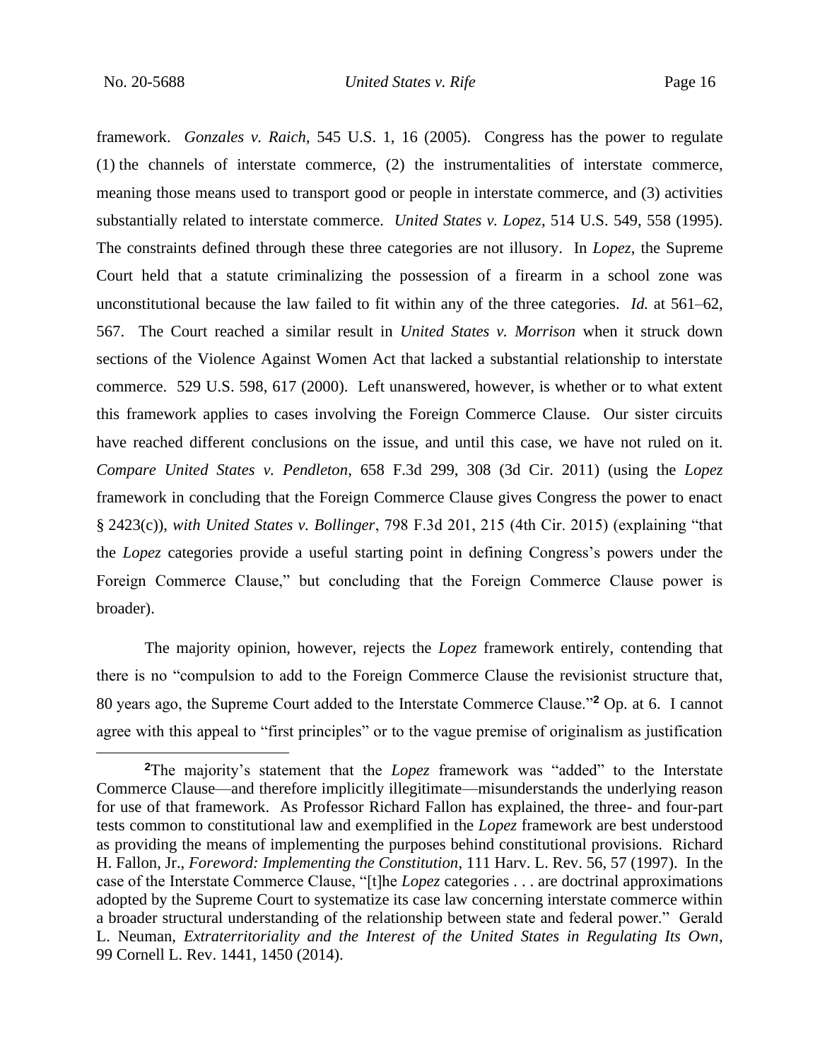framework. *Gonzales v. Raich*, 545 U.S. 1, 16 (2005). Congress has the power to regulate (1) the channels of interstate commerce, (2) the instrumentalities of interstate commerce, meaning those means used to transport good or people in interstate commerce, and (3) activities substantially related to interstate commerce. *United States v. Lopez*, 514 U.S. 549, 558 (1995). The constraints defined through these three categories are not illusory. In *Lopez*, the Supreme Court held that a statute criminalizing the possession of a firearm in a school zone was unconstitutional because the law failed to fit within any of the three categories. *Id.* at 561–62, 567. The Court reached a similar result in *United States v. Morrison* when it struck down sections of the Violence Against Women Act that lacked a substantial relationship to interstate commerce. 529 U.S. 598, 617 (2000). Left unanswered, however, is whether or to what extent this framework applies to cases involving the Foreign Commerce Clause. Our sister circuits have reached different conclusions on the issue, and until this case, we have not ruled on it. *Compare United States v. Pendleton*, 658 F.3d 299, 308 (3d Cir. 2011) (using the *Lopez* framework in concluding that the Foreign Commerce Clause gives Congress the power to enact § 2423(c)), *with United States v. Bollinger*, 798 F.3d 201, 215 (4th Cir. 2015) (explaining "that the *Lopez* categories provide a useful starting point in defining Congress's powers under the Foreign Commerce Clause," but concluding that the Foreign Commerce Clause power is broader).

The majority opinion, however, rejects the *Lopez* framework entirely, contending that there is no "compulsion to add to the Foreign Commerce Clause the revisionist structure that, 80 years ago, the Supreme Court added to the Interstate Commerce Clause."[2] Op. at 6. I cannot agree with this appeal to "first principles" or to the vague premise of originalism as justification

[2]The majority's statement that the *Lopez* framework was "added" to the Interstate Commerce Clause—and therefore implicitly illegitimate—misunderstands the underlying reason for use of that framework. As Professor Richard Fallon has explained, the three- and four-part tests common to constitutional law and exemplified in the *Lopez* framework are best understood as providing the means of implementing the purposes behind constitutional provisions. Richard H. Fallon, Jr., *Foreword: Implementing the Constitution*, 111 Harv. L. Rev. 56, 57 (1997). In the case of the Interstate Commerce Clause, "[t]he *Lopez* categories . . . are doctrinal approximations adopted by the Supreme Court to systematize its case law concerning interstate commerce within a broader structural understanding of the relationship between state and federal power." Gerald L. Neuman, *Extraterritoriality and the Interest of the United States in Regulating Its Own*, 99 Cornell L. Rev. 1441, 1450 (2014).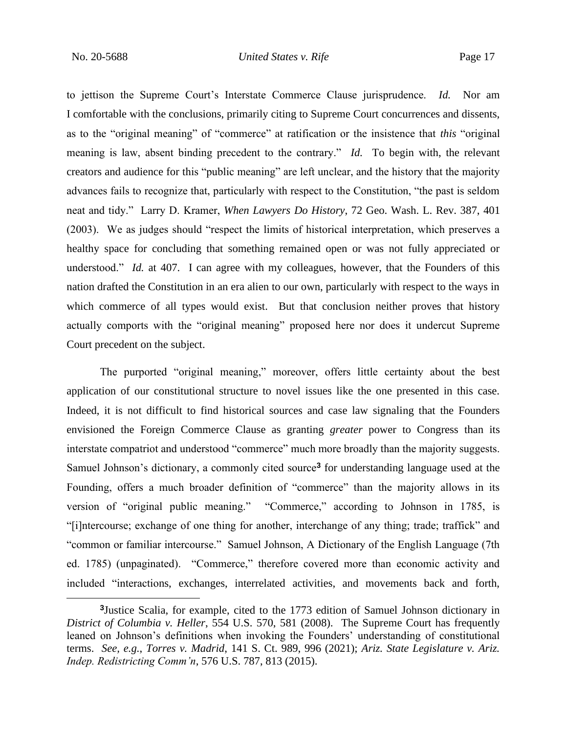to jettison the Supreme Court's Interstate Commerce Clause jurisprudence. *Id.* Nor am I comfortable with the conclusions, primarily citing to Supreme Court concurrences and dissents, as to the "original meaning" of "commerce" at ratification or the insistence that *this* "original meaning is law, absent binding precedent to the contrary." *Id.* To begin with, the relevant creators and audience for this "public meaning" are left unclear, and the history that the majority advances fails to recognize that, particularly with respect to the Constitution, "the past is seldom neat and tidy." Larry D. Kramer, *When Lawyers Do History*, 72 Geo. Wash. L. Rev. 387, 401 (2003). We as judges should "respect the limits of historical interpretation, which preserves a healthy space for concluding that something remained open or was not fully appreciated or understood." *Id.* at 407. I can agree with my colleagues, however, that the Founders of this nation drafted the Constitution in an era alien to our own, particularly with respect to the ways in which commerce of all types would exist. But that conclusion neither proves that history actually comports with the "original meaning" proposed here nor does it undercut Supreme Court precedent on the subject.

The purported "original meaning," moreover, offers little certainty about the best application of our constitutional structure to novel issues like the one presented in this case. Indeed, it is not difficult to find historical sources and case law signaling that the Founders envisioned the Foreign Commerce Clause as granting *greater* power to Congress than its interstate compatriot and understood "commerce" much more broadly than the majority suggests. Samuel Johnson's dictionary, a commonly cited source[3] for understanding language used at the Founding, offers a much broader definition of "commerce" than the majority allows in its version of "original public meaning." "Commerce," according to Johnson in 1785, is "[i]ntercourse; exchange of one thing for another, interchange of any thing; trade; traffick" and "common or familiar intercourse." Samuel Johnson, A Dictionary of the English Language (7th ed. 1785) (unpaginated). "Commerce," therefore covered more than economic activity and included "interactions, exchanges, interrelated activities, and movements back and forth,

---

[3]Justice Scalia, for example, cited to the 1773 edition of Samuel Johnson dictionary in *District of Columbia v. Heller*, 554 U.S. 570, 581 (2008). The Supreme Court has frequently leaned on Johnson's definitions when invoking the Founders' understanding of constitutional terms. *See, e.g.*, *Torres v. Madrid*, 141 S. Ct. 989, 996 (2021); *Ariz. State Legislature v. Ariz. Indep. Redistricting Comm'n*, 576 U.S. 787, 813 (2015).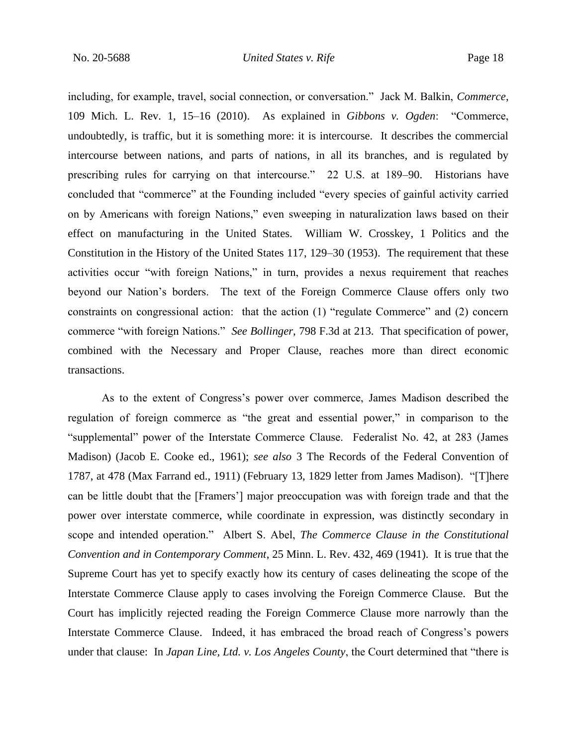including, for example, travel, social connection, or conversation." Jack M. Balkin, *Commerce*, 109 Mich. L. Rev. 1, 15–16 (2010). As explained in *Gibbons v. Ogden*: "Commerce, undoubtedly, is traffic, but it is something more: it is intercourse. It describes the commercial intercourse between nations, and parts of nations, in all its branches, and is regulated by prescribing rules for carrying on that intercourse." 22 U.S. at 189–90. Historians have concluded that "commerce" at the Founding included "every species of gainful activity carried on by Americans with foreign Nations," even sweeping in naturalization laws based on their effect on manufacturing in the United States. William W. Crosskey, 1 Politics and the Constitution in the History of the United States 117, 129–30 (1953). The requirement that these activities occur "with foreign Nations," in turn, provides a nexus requirement that reaches beyond our Nation's borders. The text of the Foreign Commerce Clause offers only two constraints on congressional action: that the action (1) "regulate Commerce" and (2) concern commerce "with foreign Nations." *See Bollinger*, 798 F.3d at 213. That specification of power, combined with the Necessary and Proper Clause, reaches more than direct economic transactions.

As to the extent of Congress's power over commerce, James Madison described the regulation of foreign commerce as "the great and essential power," in comparison to the "supplemental" power of the Interstate Commerce Clause. Federalist No. 42, at 283 (James Madison) (Jacob E. Cooke ed., 1961); *see also* 3 The Records of the Federal Convention of 1787, at 478 (Max Farrand ed., 1911) (February 13, 1829 letter from James Madison). "[T]here can be little doubt that the [Framers'] major preoccupation was with foreign trade and that the power over interstate commerce, while coordinate in expression, was distinctly secondary in scope and intended operation." Albert S. Abel, *The Commerce Clause in the Constitutional Convention and in Contemporary Comment*, 25 Minn. L. Rev. 432, 469 (1941). It is true that the Supreme Court has yet to specify exactly how its century of cases delineating the scope of the Interstate Commerce Clause apply to cases involving the Foreign Commerce Clause. But the Court has implicitly rejected reading the Foreign Commerce Clause more narrowly than the Interstate Commerce Clause. Indeed, it has embraced the broad reach of Congress's powers under that clause: In *Japan Line, Ltd. v. Los Angeles County*, the Court determined that "there is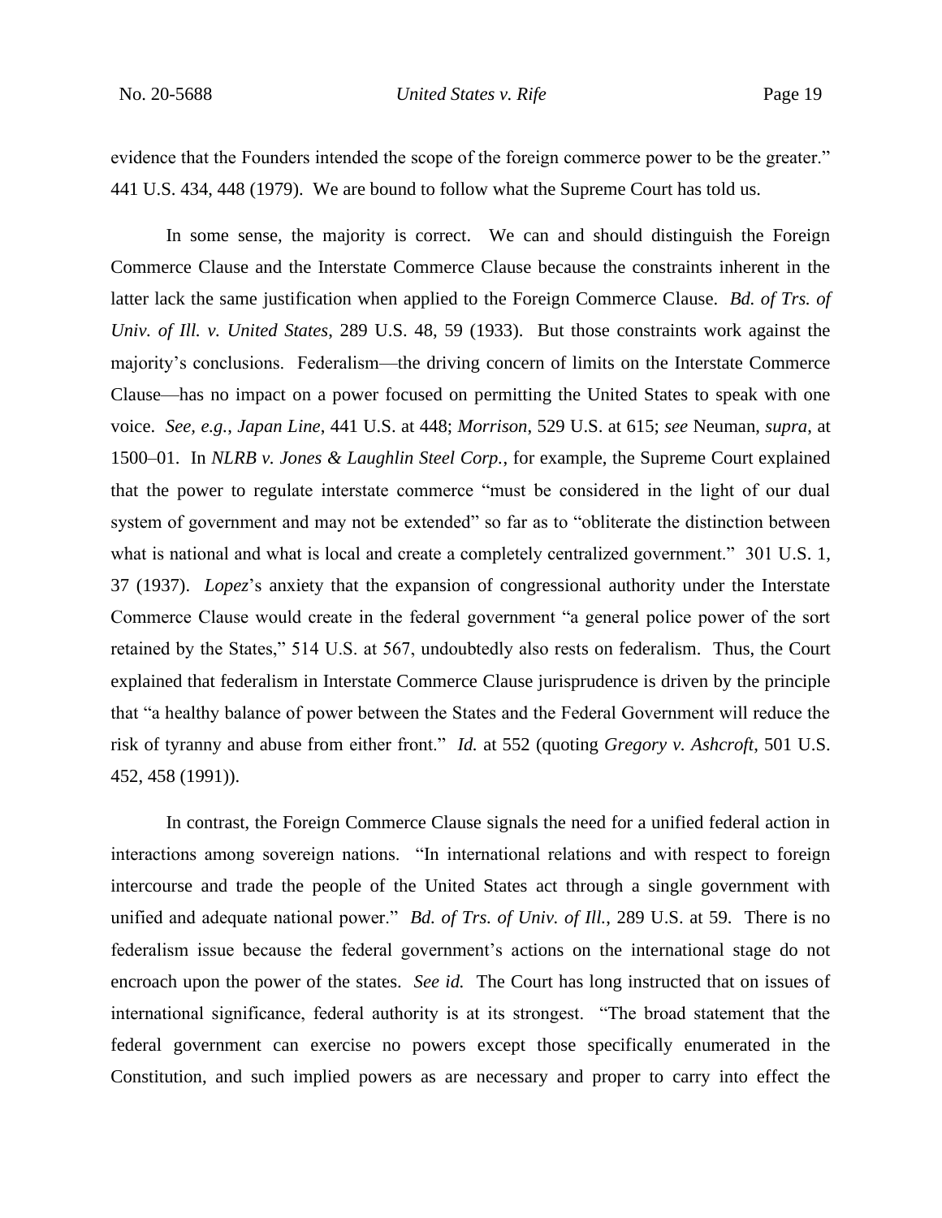evidence that the Founders intended the scope of the foreign commerce power to be the greater." 441 U.S. 434, 448 (1979). We are bound to follow what the Supreme Court has told us.

In some sense, the majority is correct. We can and should distinguish the Foreign Commerce Clause and the Interstate Commerce Clause because the constraints inherent in the latter lack the same justification when applied to the Foreign Commerce Clause. *Bd. of Trs. of Univ. of Ill. v. United States*, 289 U.S. 48, 59 (1933). But those constraints work against the majority's conclusions. Federalism—the driving concern of limits on the Interstate Commerce Clause—has no impact on a power focused on permitting the United States to speak with one voice. *See, e.g.*, *Japan Line*, 441 U.S. at 448; *Morrison*, 529 U.S. at 615; *see* Neuman, *supra*, at 1500–01. In *NLRB v. Jones & Laughlin Steel Corp.*, for example, the Supreme Court explained that the power to regulate interstate commerce "must be considered in the light of our dual system of government and may not be extended" so far as to "obliterate the distinction between what is national and what is local and create a completely centralized government." 301 U.S. 1, 37 (1937). *Lopez*'s anxiety that the expansion of congressional authority under the Interstate Commerce Clause would create in the federal government "a general police power of the sort retained by the States," 514 U.S. at 567, undoubtedly also rests on federalism. Thus, the Court explained that federalism in Interstate Commerce Clause jurisprudence is driven by the principle that "a healthy balance of power between the States and the Federal Government will reduce the risk of tyranny and abuse from either front." *Id.* at 552 (quoting *Gregory v. Ashcroft*, 501 U.S. 452, 458 (1991)).

In contrast, the Foreign Commerce Clause signals the need for a unified federal action in interactions among sovereign nations. "In international relations and with respect to foreign intercourse and trade the people of the United States act through a single government with unified and adequate national power." *Bd. of Trs. of Univ. of Ill.*, 289 U.S. at 59. There is no federalism issue because the federal government's actions on the international stage do not encroach upon the power of the states. *See id.* The Court has long instructed that on issues of international significance, federal authority is at its strongest. "The broad statement that the federal government can exercise no powers except those specifically enumerated in the Constitution, and such implied powers as are necessary and proper to carry into effect the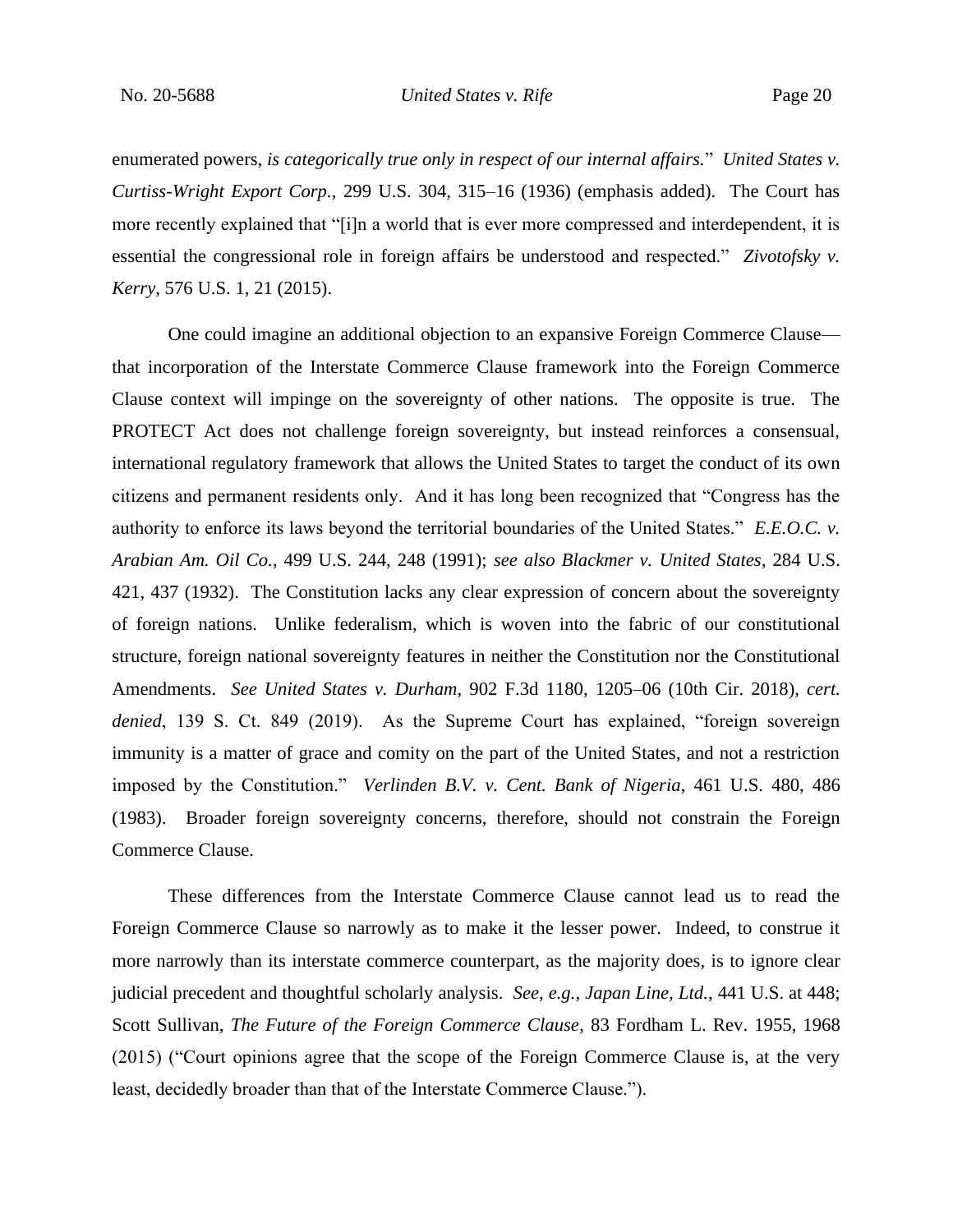enumerated powers, *is categorically true only in respect of our internal affairs.*" *United States v. Curtiss-Wright Export Corp.*, 299 U.S. 304, 315–16 (1936) (emphasis added). The Court has more recently explained that "[i]n a world that is ever more compressed and interdependent, it is essential the congressional role in foreign affairs be understood and respected." *Zivotofsky v. Kerry*, 576 U.S. 1, 21 (2015).

One could imagine an additional objection to an expansive Foreign Commerce Clause—that incorporation of the Interstate Commerce Clause framework into the Foreign Commerce Clause context will impinge on the sovereignty of other nations. The opposite is true. The PROTECT Act does not challenge foreign sovereignty, but instead reinforces a consensual, international regulatory framework that allows the United States to target the conduct of its own citizens and permanent residents only. And it has long been recognized that "Congress has the authority to enforce its laws beyond the territorial boundaries of the United States." *E.E.O.C. v. Arabian Am. Oil Co.*, 499 U.S. 244, 248 (1991); *see also Blackmer v. United States*, 284 U.S. 421, 437 (1932). The Constitution lacks any clear expression of concern about the sovereignty of foreign nations. Unlike federalism, which is woven into the fabric of our constitutional structure, foreign national sovereignty features in neither the Constitution nor the Constitutional Amendments. *See United States v. Durham*, 902 F.3d 1180, 1205–06 (10th Cir. 2018), *cert. denied*, 139 S. Ct. 849 (2019). As the Supreme Court has explained, "foreign sovereign immunity is a matter of grace and comity on the part of the United States, and not a restriction imposed by the Constitution." *Verlinden B.V. v. Cent. Bank of Nigeria*, 461 U.S. 480, 486 (1983). Broader foreign sovereignty concerns, therefore, should not constrain the Foreign Commerce Clause.

These differences from the Interstate Commerce Clause cannot lead us to read the Foreign Commerce Clause so narrowly as to make it the lesser power. Indeed, to construe it more narrowly than its interstate commerce counterpart, as the majority does, is to ignore clear judicial precedent and thoughtful scholarly analysis. *See, e.g.*, *Japan Line, Ltd.*, 441 U.S. at 448; Scott Sullivan, *The Future of the Foreign Commerce Clause*, 83 Fordham L. Rev. 1955, 1968 (2015) ("Court opinions agree that the scope of the Foreign Commerce Clause is, at the very least, decidedly broader than that of the Interstate Commerce Clause.").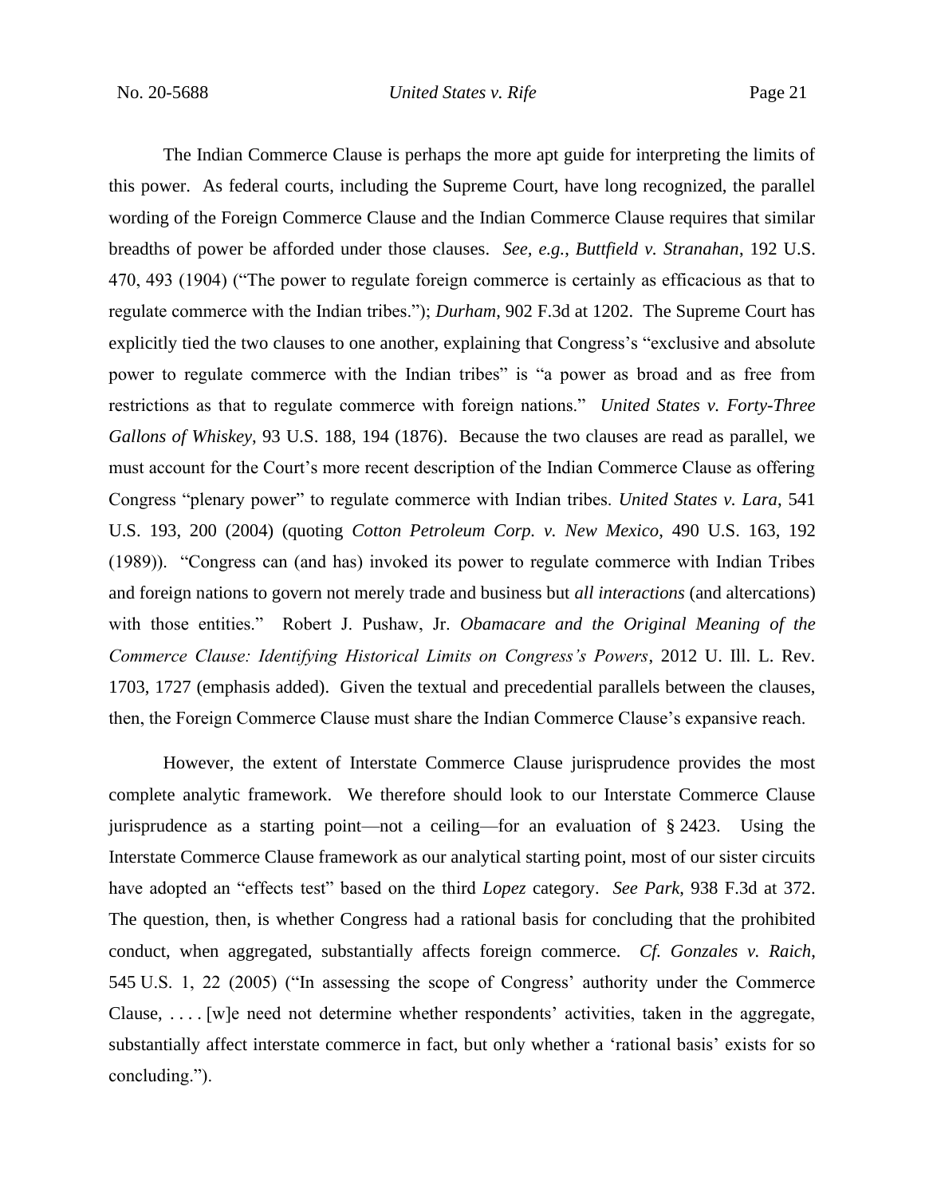The Indian Commerce Clause is perhaps the more apt guide for interpreting the limits of this power. As federal courts, including the Supreme Court, have long recognized, the parallel wording of the Foreign Commerce Clause and the Indian Commerce Clause requires that similar breadths of power be afforded under those clauses. *See, e.g.*, *Buttfield v. Stranahan*, 192 U.S. 470, 493 (1904) ("The power to regulate foreign commerce is certainly as efficacious as that to regulate commerce with the Indian tribes."); *Durham*, 902 F.3d at 1202. The Supreme Court has explicitly tied the two clauses to one another, explaining that Congress's "exclusive and absolute power to regulate commerce with the Indian tribes" is "a power as broad and as free from restrictions as that to regulate commerce with foreign nations." *United States v. Forty-Three Gallons of Whiskey*, 93 U.S. 188, 194 (1876). Because the two clauses are read as parallel, we must account for the Court's more recent description of the Indian Commerce Clause as offering Congress "plenary power" to regulate commerce with Indian tribes. *United States v. Lara*, 541 U.S. 193, 200 (2004) (quoting *Cotton Petroleum Corp. v. New Mexico*, 490 U.S. 163, 192 (1989)). "Congress can (and has) invoked its power to regulate commerce with Indian Tribes and foreign nations to govern not merely trade and business but *all interactions* (and altercations) with those entities." Robert J. Pushaw, Jr. *Obamacare and the Original Meaning of the Commerce Clause: Identifying Historical Limits on Congress's Powers*, 2012 U. Ill. L. Rev. 1703, 1727 (emphasis added). Given the textual and precedential parallels between the clauses, then, the Foreign Commerce Clause must share the Indian Commerce Clause's expansive reach.

However, the extent of Interstate Commerce Clause jurisprudence provides the most complete analytic framework. We therefore should look to our Interstate Commerce Clause jurisprudence as a starting point—not a ceiling—for an evaluation of § 2423. Using the Interstate Commerce Clause framework as our analytical starting point, most of our sister circuits have adopted an "effects test" based on the third *Lopez* category. *See Park*, 938 F.3d at 372. The question, then, is whether Congress had a rational basis for concluding that the prohibited conduct, when aggregated, substantially affects foreign commerce. *Cf. Gonzales v. Raich*, 545 U.S. 1, 22 (2005) ("In assessing the scope of Congress' authority under the Commerce Clause, . . . . [w]e need not determine whether respondents' activities, taken in the aggregate, substantially affect interstate commerce in fact, but only whether a 'rational basis' exists for so concluding.").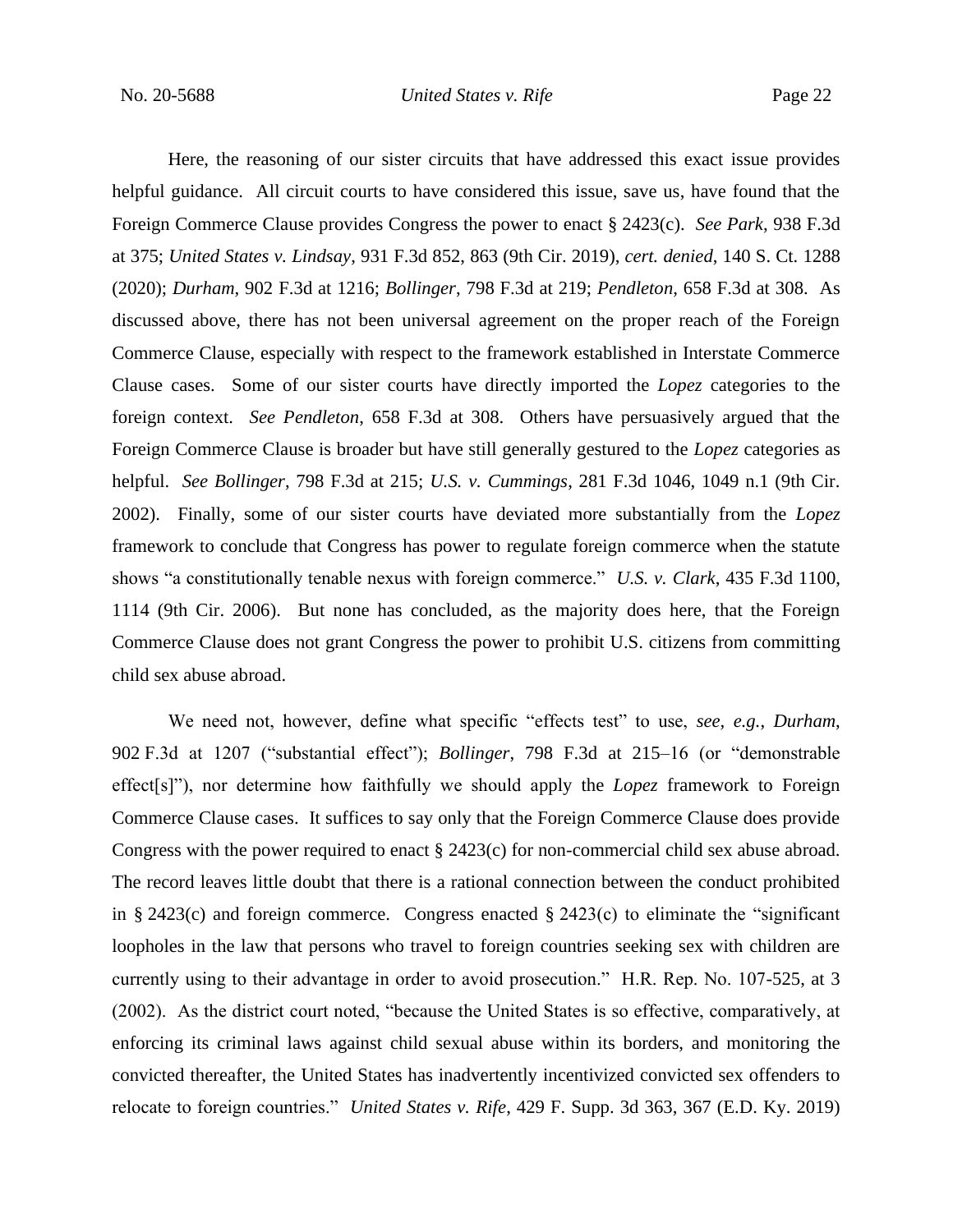Here, the reasoning of our sister circuits that have addressed this exact issue provides helpful guidance. All circuit courts to have considered this issue, save us, have found that the Foreign Commerce Clause provides Congress the power to enact § 2423(c). *See Park*, 938 F.3d at 375; *United States v. Lindsay*, 931 F.3d 852, 863 (9th Cir. 2019), *cert. denied*, 140 S. Ct. 1288 (2020); *Durham*, 902 F.3d at 1216; *Bollinger*, 798 F.3d at 219; *Pendleton*, 658 F.3d at 308. As discussed above, there has not been universal agreement on the proper reach of the Foreign Commerce Clause, especially with respect to the framework established in Interstate Commerce Clause cases. Some of our sister courts have directly imported the *Lopez* categories to the foreign context. *See Pendleton*, 658 F.3d at 308. Others have persuasively argued that the Foreign Commerce Clause is broader but have still generally gestured to the *Lopez* categories as helpful. *See Bollinger*, 798 F.3d at 215; *U.S. v. Cummings*, 281 F.3d 1046, 1049 n.1 (9th Cir. 2002). Finally, some of our sister courts have deviated more substantially from the *Lopez* framework to conclude that Congress has power to regulate foreign commerce when the statute shows "a constitutionally tenable nexus with foreign commerce." *U.S. v. Clark*, 435 F.3d 1100, 1114 (9th Cir. 2006). But none has concluded, as the majority does here, that the Foreign Commerce Clause does not grant Congress the power to prohibit U.S. citizens from committing child sex abuse abroad.

We need not, however, define what specific "effects test" to use, *see, e.g.*, *Durham*, 902 F.3d at 1207 ("substantial effect"); *Bollinger*, 798 F.3d at 215–16 (or "demonstrable effect[s]"), nor determine how faithfully we should apply the *Lopez* framework to Foreign Commerce Clause cases. It suffices to say only that the Foreign Commerce Clause does provide Congress with the power required to enact § 2423(c) for non-commercial child sex abuse abroad. The record leaves little doubt that there is a rational connection between the conduct prohibited in § 2423(c) and foreign commerce. Congress enacted § 2423(c) to eliminate the "significant loopholes in the law that persons who travel to foreign countries seeking sex with children are currently using to their advantage in order to avoid prosecution." H.R. Rep. No. 107-525, at 3 (2002). As the district court noted, "because the United States is so effective, comparatively, at enforcing its criminal laws against child sexual abuse within its borders, and monitoring the convicted thereafter, the United States has inadvertently incentivized convicted sex offenders to relocate to foreign countries." *United States v. Rife*, 429 F. Supp. 3d 363, 367 (E.D. Ky. 2019)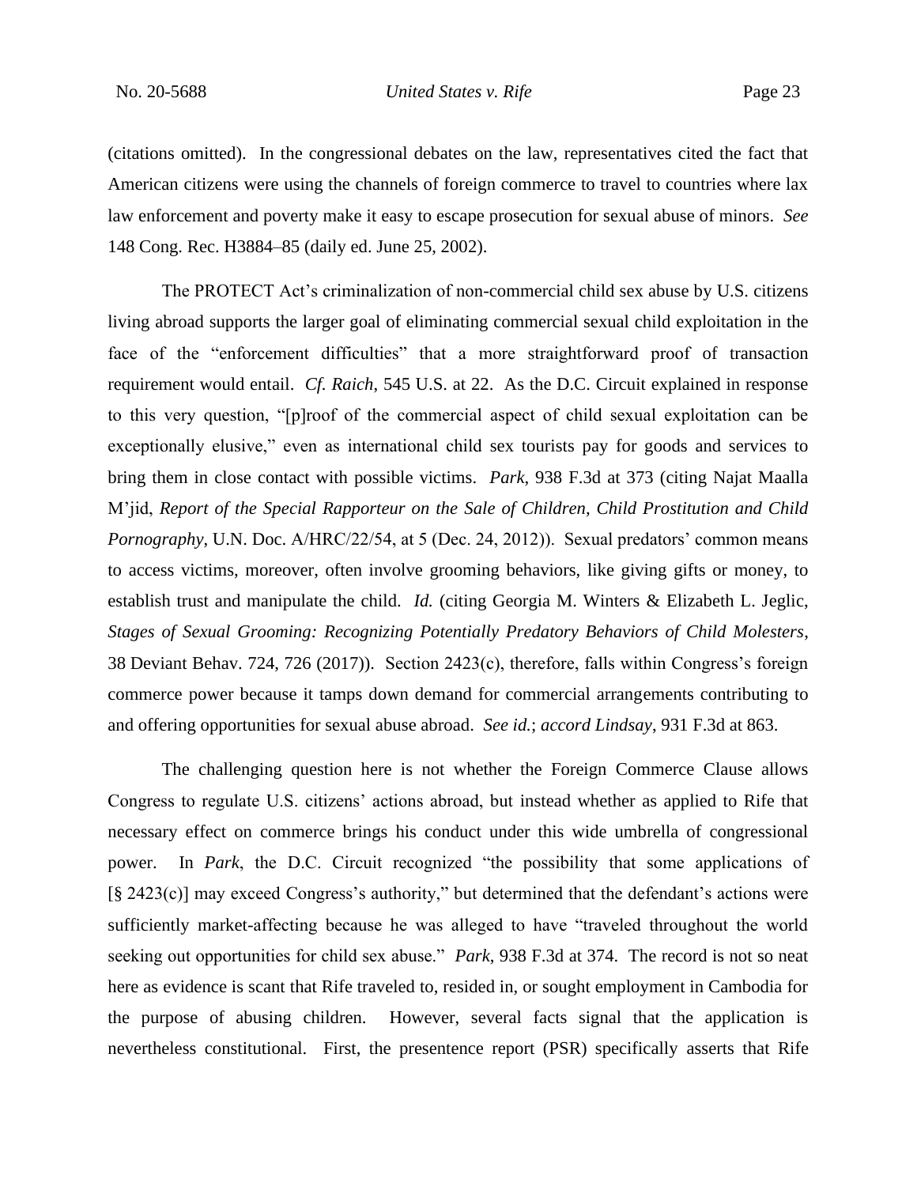(citations omitted). In the congressional debates on the law, representatives cited the fact that American citizens were using the channels of foreign commerce to travel to countries where lax law enforcement and poverty make it easy to escape prosecution for sexual abuse of minors. *See* 148 Cong. Rec. H3884–85 (daily ed. June 25, 2002).

The PROTECT Act's criminalization of non-commercial child sex abuse by U.S. citizens living abroad supports the larger goal of eliminating commercial sexual child exploitation in the face of the "enforcement difficulties" that a more straightforward proof of transaction requirement would entail. *Cf. Raich*, 545 U.S. at 22. As the D.C. Circuit explained in response to this very question, "[p]roof of the commercial aspect of child sexual exploitation can be exceptionally elusive," even as international child sex tourists pay for goods and services to bring them in close contact with possible victims. *Park*, 938 F.3d at 373 (citing Najat Maalla M'jid, *Report of the Special Rapporteur on the Sale of Children, Child Prostitution and Child Pornography*, U.N. Doc. A/HRC/22/54, at 5 (Dec. 24, 2012)). Sexual predators' common means to access victims, moreover, often involve grooming behaviors, like giving gifts or money, to establish trust and manipulate the child. *Id.* (citing Georgia M. Winters & Elizabeth L. Jeglic, *Stages of Sexual Grooming: Recognizing Potentially Predatory Behaviors of Child Molesters*, 38 Deviant Behav. 724, 726 (2017)). Section 2423(c), therefore, falls within Congress's foreign commerce power because it tamps down demand for commercial arrangements contributing to and offering opportunities for sexual abuse abroad. *See id.*; *accord Lindsay*, 931 F.3d at 863.

The challenging question here is not whether the Foreign Commerce Clause allows Congress to regulate U.S. citizens' actions abroad, but instead whether as applied to Rife that necessary effect on commerce brings his conduct under this wide umbrella of congressional power. In *Park*, the D.C. Circuit recognized "the possibility that some applications of [§ 2423(c)] may exceed Congress's authority," but determined that the defendant's actions were sufficiently market-affecting because he was alleged to have "traveled throughout the world seeking out opportunities for child sex abuse." *Park*, 938 F.3d at 374. The record is not so neat here as evidence is scant that Rife traveled to, resided in, or sought employment in Cambodia for the purpose of abusing children. However, several facts signal that the application is nevertheless constitutional. First, the presentence report (PSR) specifically asserts that Rife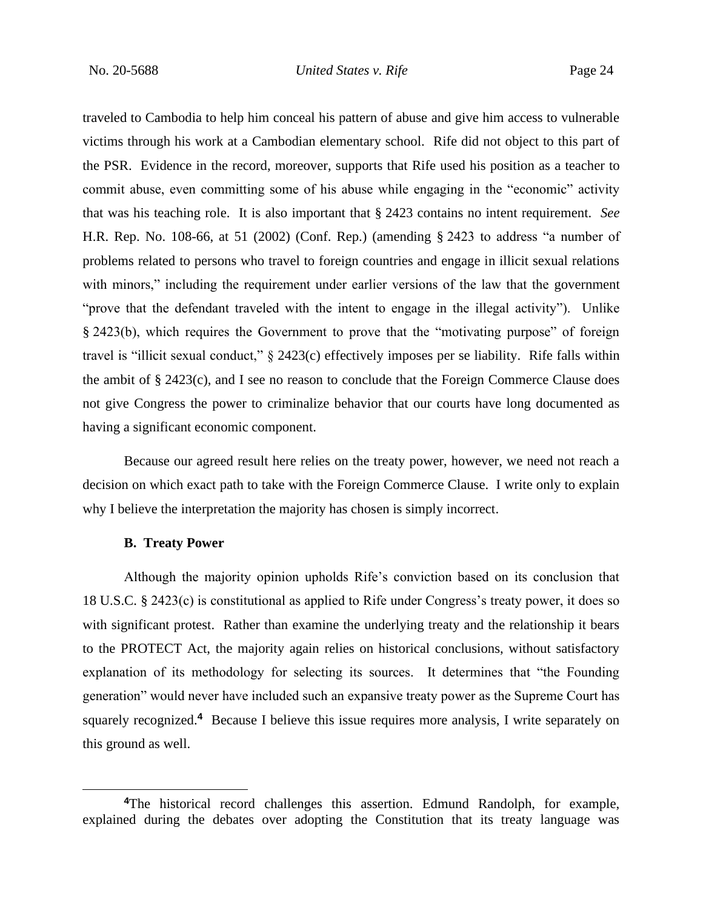traveled to Cambodia to help him conceal his pattern of abuse and give him access to vulnerable victims through his work at a Cambodian elementary school. Rife did not object to this part of the PSR. Evidence in the record, moreover, supports that Rife used his position as a teacher to commit abuse, even committing some of his abuse while engaging in the "economic" activity that was his teaching role. It is also important that § 2423 contains no intent requirement. *See* H.R. Rep. No. 108-66, at 51 (2002) (Conf. Rep.) (amending § 2423 to address "a number of problems related to persons who travel to foreign countries and engage in illicit sexual relations with minors," including the requirement under earlier versions of the law that the government "prove that the defendant traveled with the intent to engage in the illegal activity"). Unlike § 2423(b), which requires the Government to prove that the "motivating purpose" of foreign travel is "illicit sexual conduct," § 2423(c) effectively imposes per se liability. Rife falls within the ambit of § 2423(c), and I see no reason to conclude that the Foreign Commerce Clause does not give Congress the power to criminalize behavior that our courts have long documented as having a significant economic component.

Because our agreed result here relies on the treaty power, however, we need not reach a decision on which exact path to take with the Foreign Commerce Clause. I write only to explain why I believe the interpretation the majority has chosen is simply incorrect.

### B. Treaty Power

Although the majority opinion upholds Rife's conviction based on its conclusion that 18 U.S.C. § 2423(c) is constitutional as applied to Rife under Congress's treaty power, it does so with significant protest. Rather than examine the underlying treaty and the relationship it bears to the PROTECT Act, the majority again relies on historical conclusions, without satisfactory explanation of its methodology for selecting its sources. It determines that "the Founding generation" would never have included such an expansive treaty power as the Supreme Court has squarely recognized.[4] Because I believe this issue requires more analysis, I write separately on this ground as well.

---

[4]The historical record challenges this assertion. Edmund Randolph, for example, explained during the debates over adopting the Constitution that its treaty language was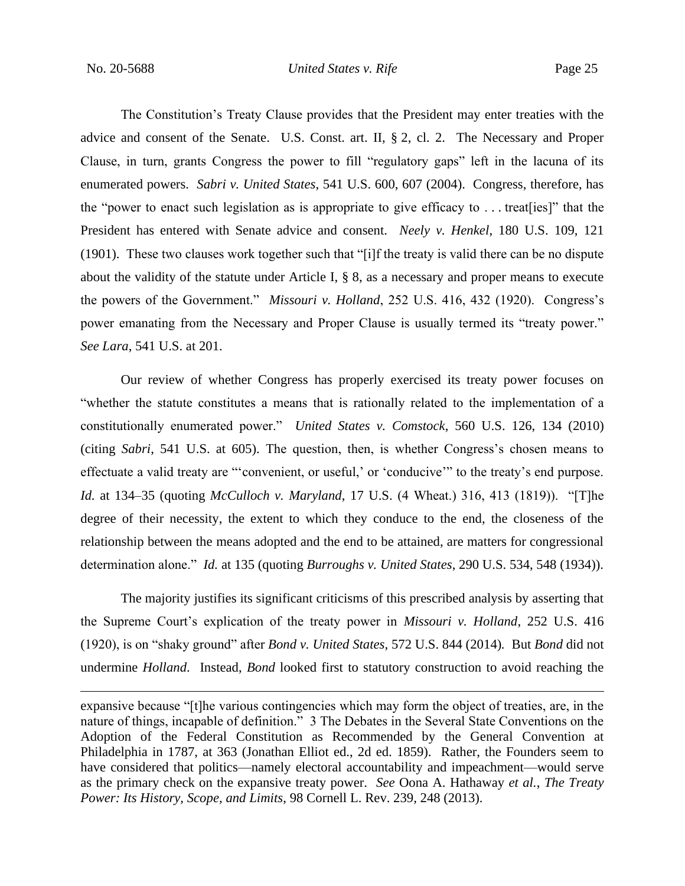The Constitution's Treaty Clause provides that the President may enter treaties with the advice and consent of the Senate. U.S. Const. art. II, § 2, cl. 2. The Necessary and Proper Clause, in turn, grants Congress the power to fill "regulatory gaps" left in the lacuna of its enumerated powers. *Sabri v. United States*, 541 U.S. 600, 607 (2004). Congress, therefore, has the "power to enact such legislation as is appropriate to give efficacy to . . . treat[ies]" that the President has entered with Senate advice and consent. *Neely v. Henkel*, 180 U.S. 109, 121 (1901). These two clauses work together such that "[i]f the treaty is valid there can be no dispute about the validity of the statute under Article I, § 8, as a necessary and proper means to execute the powers of the Government." *Missouri v. Holland*, 252 U.S. 416, 432 (1920). Congress's power emanating from the Necessary and Proper Clause is usually termed its "treaty power." *See Lara*, 541 U.S. at 201.

Our review of whether Congress has properly exercised its treaty power focuses on "whether the statute constitutes a means that is rationally related to the implementation of a constitutionally enumerated power." *United States v. Comstock*, 560 U.S. 126, 134 (2010) (citing *Sabri*, 541 U.S. at 605). The question, then, is whether Congress's chosen means to effectuate a valid treaty are "'convenient, or useful,' or 'conducive'" to the treaty's end purpose. *Id.* at 134–35 (quoting *McCulloch v. Maryland*, 17 U.S. (4 Wheat.) 316, 413 (1819)). "[T]he degree of their necessity, the extent to which they conduce to the end, the closeness of the relationship between the means adopted and the end to be attained, are matters for congressional determination alone." *Id.* at 135 (quoting *Burroughs v. United States*, 290 U.S. 534, 548 (1934)).

The majority justifies its significant criticisms of this prescribed analysis by asserting that the Supreme Court's explication of the treaty power in *Missouri v. Holland*, 252 U.S. 416 (1920), is on "shaky ground" after *Bond v. United States*, 572 U.S. 844 (2014). But *Bond* did not undermine *Holland*. Instead, *Bond* looked first to statutory construction to avoid reaching the

---

expansive because "[t]he various contingencies which may form the object of treaties, are, in the nature of things, incapable of definition." 3 The Debates in the Several State Conventions on the Adoption of the Federal Constitution as Recommended by the General Convention at Philadelphia in 1787, at 363 (Jonathan Elliot ed., 2d ed. 1859). Rather, the Founders seem to have considered that politics—namely electoral accountability and impeachment—would serve as the primary check on the expansive treaty power. *See* Oona A. Hathaway *et al.*, *The Treaty Power: Its History, Scope, and Limits*, 98 Cornell L. Rev. 239, 248 (2013).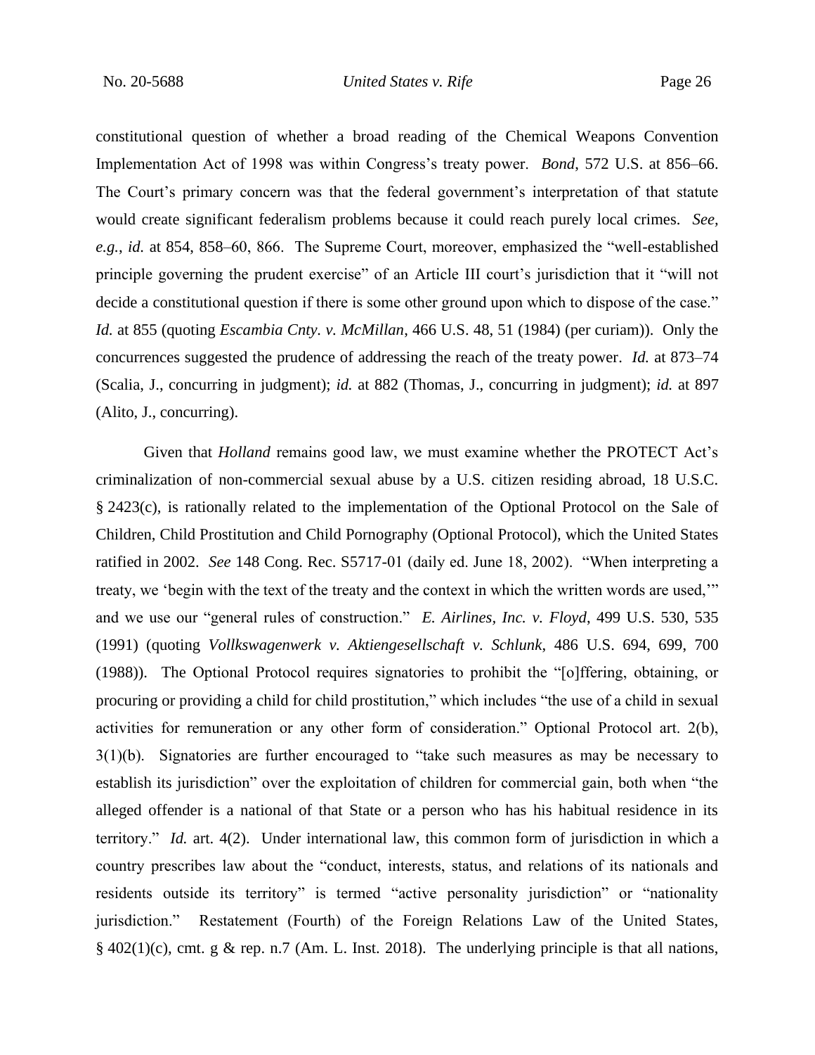constitutional question of whether a broad reading of the Chemical Weapons Convention Implementation Act of 1998 was within Congress's treaty power. *Bond*, 572 U.S. at 856–66. The Court's primary concern was that the federal government's interpretation of that statute would create significant federalism problems because it could reach purely local crimes. *See, e.g.*, *id.* at 854, 858–60, 866. The Supreme Court, moreover, emphasized the "well-established principle governing the prudent exercise" of an Article III court's jurisdiction that it "will not decide a constitutional question if there is some other ground upon which to dispose of the case." *Id.* at 855 (quoting *Escambia Cnty. v. McMillan*, 466 U.S. 48, 51 (1984) (per curiam)). Only the concurrences suggested the prudence of addressing the reach of the treaty power. *Id.* at 873–74 (Scalia, J., concurring in judgment); *id.* at 882 (Thomas, J., concurring in judgment); *id.* at 897 (Alito, J., concurring).

Given that *Holland* remains good law, we must examine whether the PROTECT Act's criminalization of non-commercial sexual abuse by a U.S. citizen residing abroad, 18 U.S.C. § 2423(c), is rationally related to the implementation of the Optional Protocol on the Sale of Children, Child Prostitution and Child Pornography (Optional Protocol), which the United States ratified in 2002. *See* 148 Cong. Rec. S5717-01 (daily ed. June 18, 2002). "When interpreting a treaty, we 'begin with the text of the treaty and the context in which the written words are used,'" and we use our "general rules of construction." *E. Airlines, Inc. v. Floyd*, 499 U.S. 530, 535 (1991) (quoting *Vollkswagenwerk v. Aktiengesellschaft v. Schlunk*, 486 U.S. 694, 699, 700 (1988)). The Optional Protocol requires signatories to prohibit the "[o]ffering, obtaining, or procuring or providing a child for child prostitution," which includes "the use of a child in sexual activities for remuneration or any other form of consideration." Optional Protocol art. 2(b), 3(1)(b). Signatories are further encouraged to "take such measures as may be necessary to establish its jurisdiction" over the exploitation of children for commercial gain, both when "the alleged offender is a national of that State or a person who has his habitual residence in its territory." *Id.* art. 4(2). Under international law, this common form of jurisdiction in which a country prescribes law about the "conduct, interests, status, and relations of its nationals and residents outside its territory" is termed "active personality jurisdiction" or "nationality jurisdiction." Restatement (Fourth) of the Foreign Relations Law of the United States, § 402(1)(c), cmt. g & rep. n.7 (Am. L. Inst. 2018). The underlying principle is that all nations,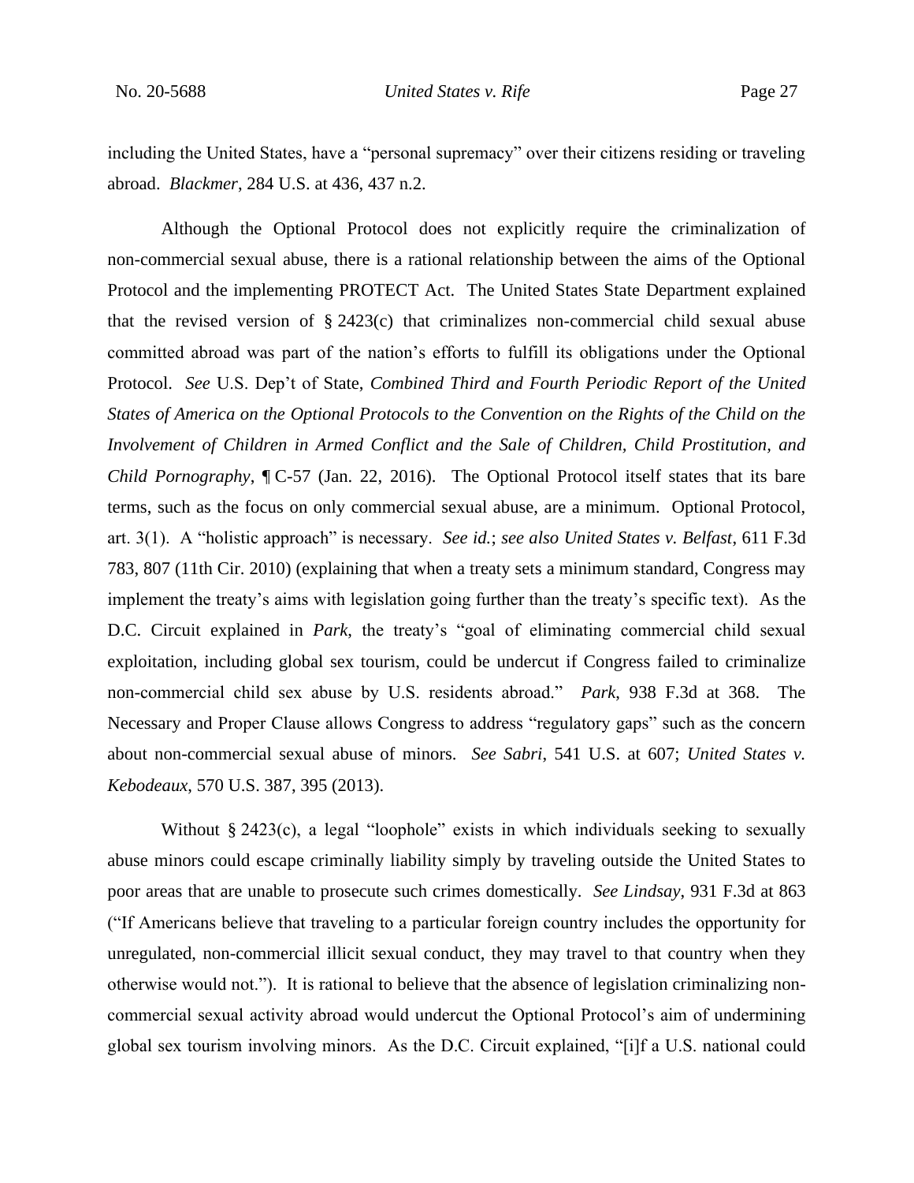including the United States, have a "personal supremacy" over their citizens residing or traveling abroad. *Blackmer*, 284 U.S. at 436, 437 n.2.

Although the Optional Protocol does not explicitly require the criminalization of non-commercial sexual abuse, there is a rational relationship between the aims of the Optional Protocol and the implementing PROTECT Act. The United States State Department explained that the revised version of § 2423(c) that criminalizes non-commercial child sexual abuse committed abroad was part of the nation's efforts to fulfill its obligations under the Optional Protocol. *See* U.S. Dep't of State, *Combined Third and Fourth Periodic Report of the United States of America on the Optional Protocols to the Convention on the Rights of the Child on the Involvement of Children in Armed Conflict and the Sale of Children, Child Prostitution, and Child Pornography*, ¶ C-57 (Jan. 22, 2016). The Optional Protocol itself states that its bare terms, such as the focus on only commercial sexual abuse, are a minimum. Optional Protocol, art. 3(1). A "holistic approach" is necessary. *See id.*; *see also United States v. Belfast*, 611 F.3d 783, 807 (11th Cir. 2010) (explaining that when a treaty sets a minimum standard, Congress may implement the treaty's aims with legislation going further than the treaty's specific text). As the D.C. Circuit explained in *Park*, the treaty's "goal of eliminating commercial child sexual exploitation, including global sex tourism, could be undercut if Congress failed to criminalize non-commercial child sex abuse by U.S. residents abroad." *Park*, 938 F.3d at 368. The Necessary and Proper Clause allows Congress to address "regulatory gaps" such as the concern about non-commercial sexual abuse of minors. *See Sabri*, 541 U.S. at 607; *United States v. Kebodeaux*, 570 U.S. 387, 395 (2013).

Without § 2423(c), a legal "loophole" exists in which individuals seeking to sexually abuse minors could escape criminally liability simply by traveling outside the United States to poor areas that are unable to prosecute such crimes domestically. *See Lindsay*, 931 F.3d at 863 ("If Americans believe that traveling to a particular foreign country includes the opportunity for unregulated, non-commercial illicit sexual conduct, they may travel to that country when they otherwise would not."). It is rational to believe that the absence of legislation criminalizing non-commercial sexual activity abroad would undercut the Optional Protocol's aim of undermining global sex tourism involving minors. As the D.C. Circuit explained, "[i]f a U.S. national could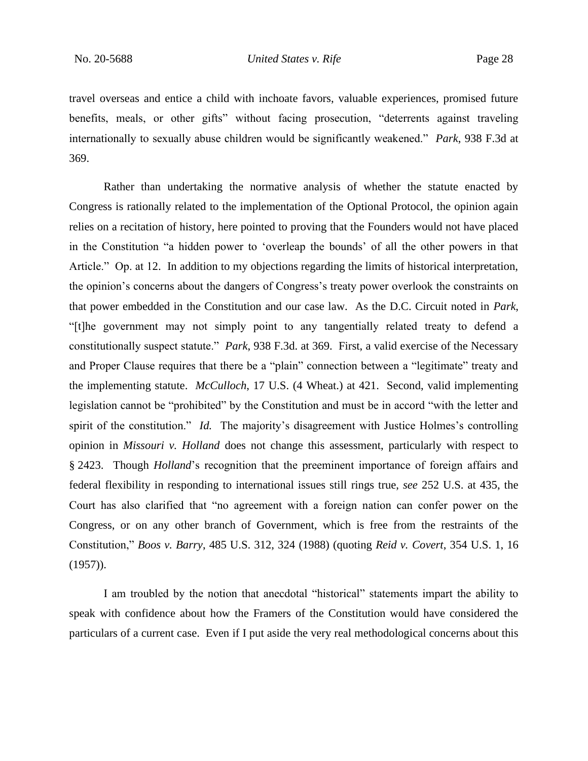travel overseas and entice a child with inchoate favors, valuable experiences, promised future benefits, meals, or other gifts" without facing prosecution, "deterrents against traveling internationally to sexually abuse children would be significantly weakened." *Park*, 938 F.3d at 369.

Rather than undertaking the normative analysis of whether the statute enacted by Congress is rationally related to the implementation of the Optional Protocol, the opinion again relies on a recitation of history, here pointed to proving that the Founders would not have placed in the Constitution "a hidden power to 'overleap the bounds' of all the other powers in that Article." Op. at 12. In addition to my objections regarding the limits of historical interpretation, the opinion's concerns about the dangers of Congress's treaty power overlook the constraints on that power embedded in the Constitution and our case law. As the D.C. Circuit noted in *Park*, "[t]he government may not simply point to any tangentially related treaty to defend a constitutionally suspect statute." *Park*, 938 F.3d. at 369. First, a valid exercise of the Necessary and Proper Clause requires that there be a "plain" connection between a "legitimate" treaty and the implementing statute. *McCulloch*, 17 U.S. (4 Wheat.) at 421. Second, valid implementing legislation cannot be "prohibited" by the Constitution and must be in accord "with the letter and spirit of the constitution." *Id.* The majority's disagreement with Justice Holmes's controlling opinion in *Missouri v. Holland* does not change this assessment, particularly with respect to § 2423. Though *Holland*'s recognition that the preeminent importance of foreign affairs and federal flexibility in responding to international issues still rings true, *see* 252 U.S. at 435, the Court has also clarified that "no agreement with a foreign nation can confer power on the Congress, or on any other branch of Government, which is free from the restraints of the Constitution," *Boos v. Barry*, 485 U.S. 312, 324 (1988) (quoting *Reid v. Covert*, 354 U.S. 1, 16 (1957)).

I am troubled by the notion that anecdotal "historical" statements impart the ability to speak with confidence about how the Framers of the Constitution would have considered the particulars of a current case. Even if I put aside the very real methodological concerns about this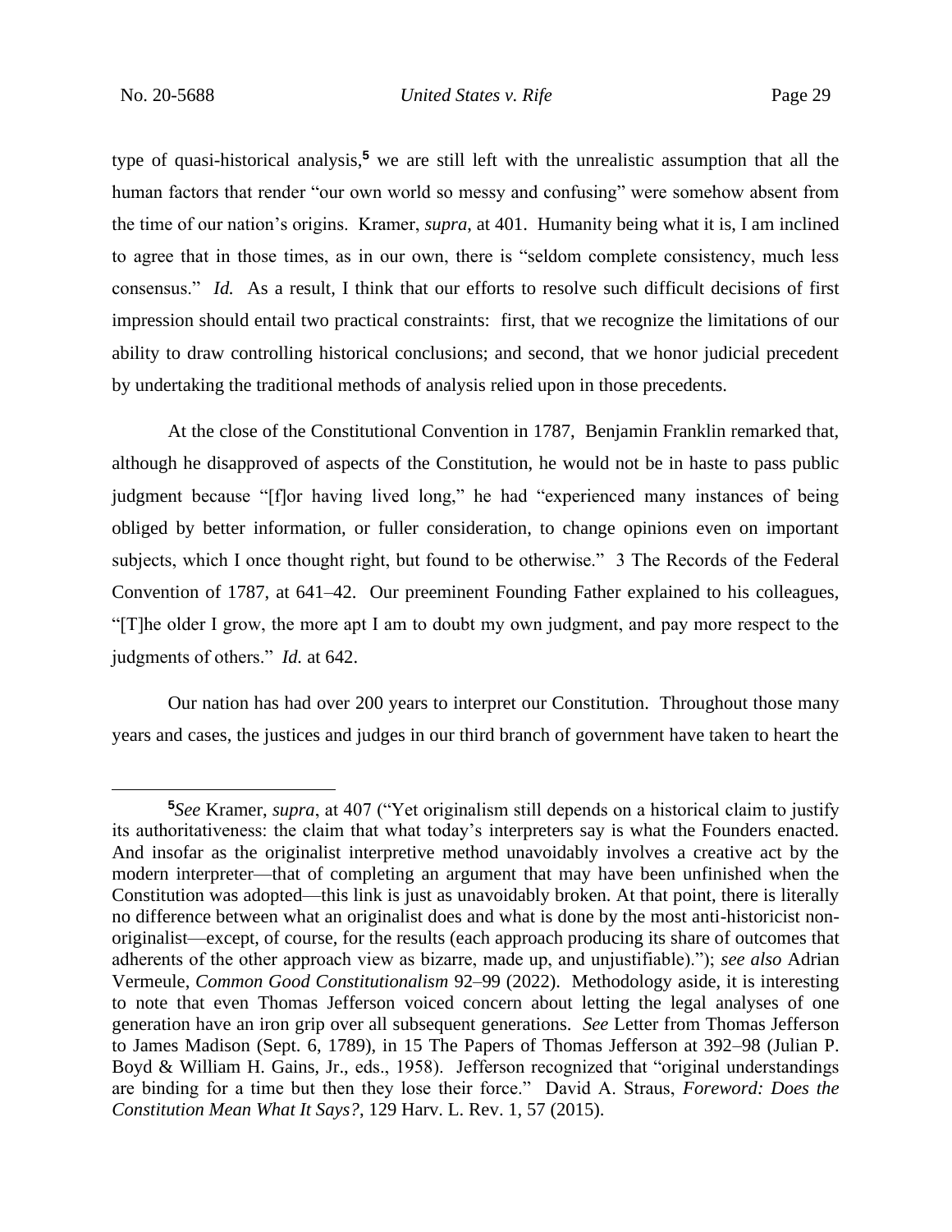type of quasi-historical analysis,[5] we are still left with the unrealistic assumption that all the human factors that render "our own world so messy and confusing" were somehow absent from the time of our nation's origins. Kramer, *supra*, at 401. Humanity being what it is, I am inclined to agree that in those times, as in our own, there is "seldom complete consistency, much less consensus." *Id.* As a result, I think that our efforts to resolve such difficult decisions of first impression should entail two practical constraints: first, that we recognize the limitations of our ability to draw controlling historical conclusions; and second, that we honor judicial precedent by undertaking the traditional methods of analysis relied upon in those precedents.

At the close of the Constitutional Convention in 1787, Benjamin Franklin remarked that, although he disapproved of aspects of the Constitution, he would not be in haste to pass public judgment because "[f]or having lived long," he had "experienced many instances of being obliged by better information, or fuller consideration, to change opinions even on important subjects, which I once thought right, but found to be otherwise." 3 The Records of the Federal Convention of 1787, at 641–42. Our preeminent Founding Father explained to his colleagues, "[T]he older I grow, the more apt I am to doubt my own judgment, and pay more respect to the judgments of others." *Id.* at 642.

Our nation has had over 200 years to interpret our Constitution. Throughout those many years and cases, the justices and judges in our third branch of government have taken to heart the

---

[5]*See* Kramer, *supra*, at 407 ("Yet originalism still depends on a historical claim to justify its authoritativeness: the claim that what today's interpreters say is what the Founders enacted. And insofar as the originalist interpretive method unavoidably involves a creative act by the modern interpreter—that of completing an argument that may have been unfinished when the Constitution was adopted—this link is just as unavoidably broken. At that point, there is literally no difference between what an originalist does and what is done by the most anti-historicist non-originalist—except, of course, for the results (each approach producing its share of outcomes that adherents of the other approach view as bizarre, made up, and unjustifiable)."); *see also* Adrian Vermeule, *Common Good Constitutionalism* 92–99 (2022). Methodology aside, it is interesting to note that even Thomas Jefferson voiced concern about letting the legal analyses of one generation have an iron grip over all subsequent generations. *See* Letter from Thomas Jefferson to James Madison (Sept. 6, 1789), in 15 The Papers of Thomas Jefferson at 392–98 (Julian P. Boyd & William H. Gains, Jr., eds., 1958). Jefferson recognized that "original understandings are binding for a time but then they lose their force." David A. Straus, *Foreword: Does the Constitution Mean What It Says?*, 129 Harv. L. Rev. 1, 57 (2015).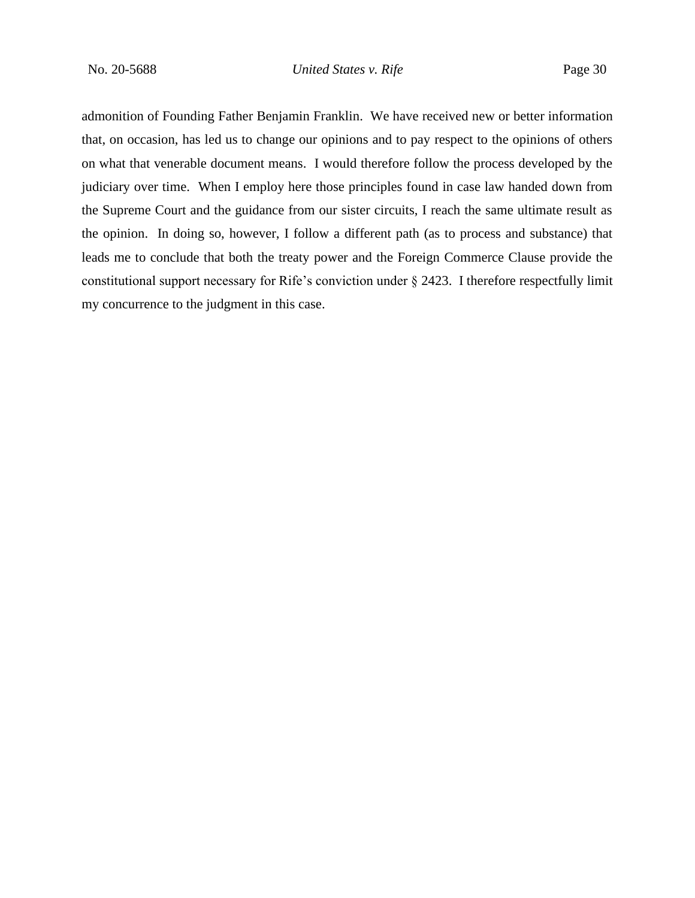admonition of Founding Father Benjamin Franklin. We have received new or better information that, on occasion, has led us to change our opinions and to pay respect to the opinions of others on what that venerable document means. I would therefore follow the process developed by the judiciary over time. When I employ here those principles found in case law handed down from the Supreme Court and the guidance from our sister circuits, I reach the same ultimate result as the opinion. In doing so, however, I follow a different path (as to process and substance) that leads me to conclude that both the treaty power and the Foreign Commerce Clause provide the constitutional support necessary for Rife's conviction under § 2423. I therefore respectfully limit my concurrence to the judgment in this case.